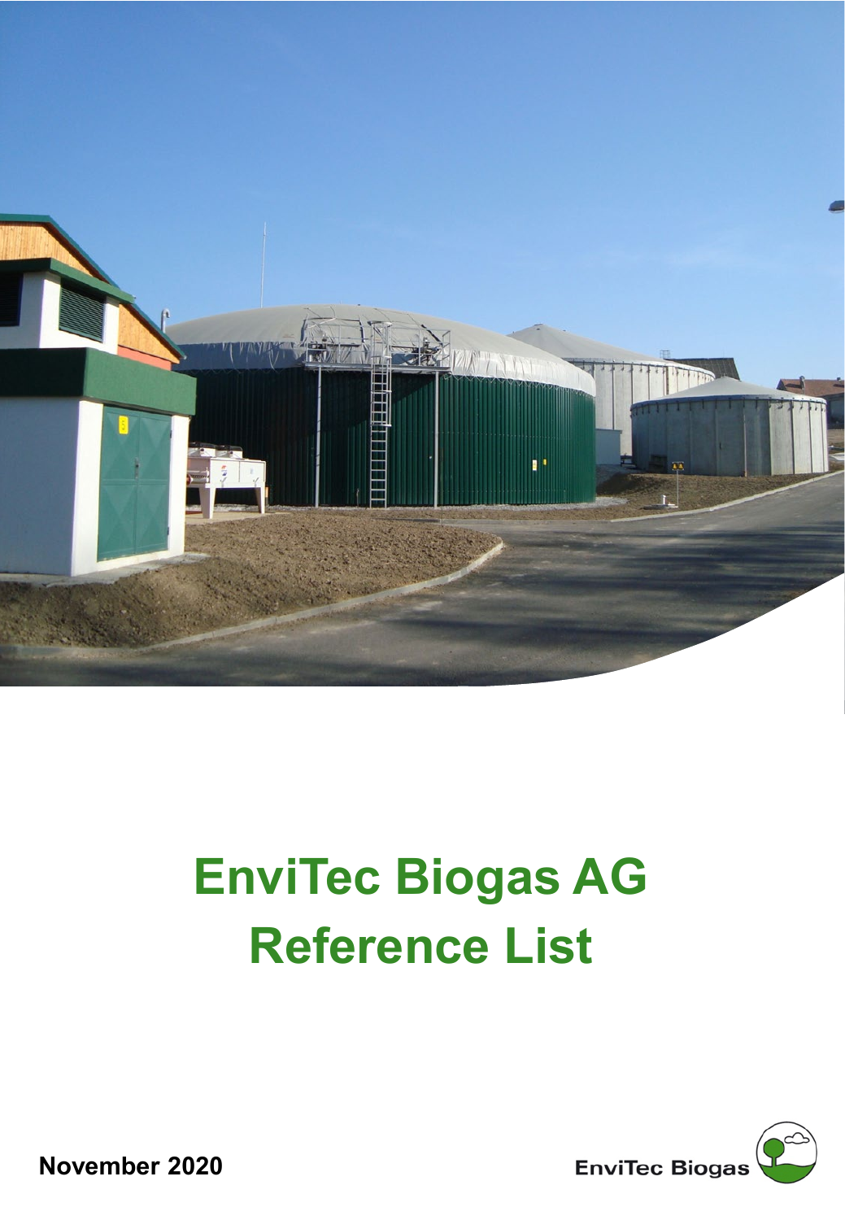# EnviTec Biogas AG
# Reference List

**November 2020**

EnviTec Biogas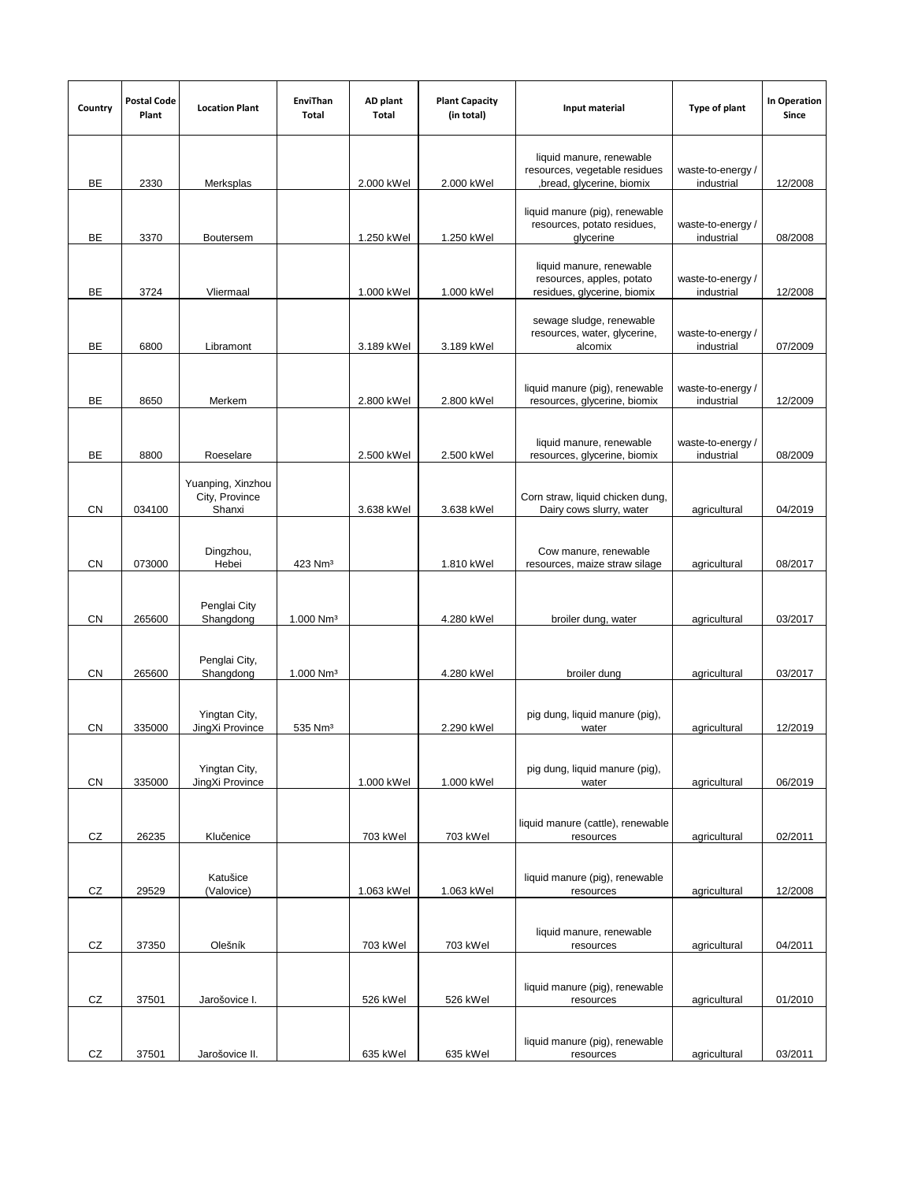| Country | Postal Code Plant | Location Plant | EnviThan Total | AD plant Total | Plant Capacity (in total) | Input material | Type of plant | In Operation Since |
|---|---|---|---|---|---|---|---|---|
| BE | 2330 | Merksplas | | 2.000 kWel | 2.000 kWel | liquid manure, renewable resources, vegetable residues ,bread, glycerine, biomix | waste-to-energy / industrial | 12/2008 |
| BE | 3370 | Boutersem | | 1.250 kWel | 1.250 kWel | liquid manure (pig), renewable resources, potato residues, glycerine | waste-to-energy / industrial | 08/2008 |
| BE | 3724 | Vliermaal | | 1.000 kWel | 1.000 kWel | liquid manure, renewable resources, apples, potato residues, glycerine, biomix | waste-to-energy / industrial | 12/2008 |
| BE | 6800 | Libramont | | 3.189 kWel | 3.189 kWel | sewage sludge, renewable resources, water, glycerine, alcomix | waste-to-energy / industrial | 07/2009 |
| BE | 8650 | Merkem | | 2.800 kWel | 2.800 kWel | liquid manure (pig), renewable resources, glycerine, biomix | waste-to-energy / industrial | 12/2009 |
| BE | 8800 | Roeselare | | 2.500 kWel | 2.500 kWel | liquid manure, renewable resources, glycerine, biomix | waste-to-energy / industrial | 08/2009 |
| CN | 034100 | Yuanping, Xinzhou City, Province Shanxi | | 3.638 kWel | 3.638 kWel | Corn straw, liquid chicken dung, Dairy cows slurry, water | agricultural | 04/2019 |
| CN | 073000 | Dingzhou, Hebei | 423 Nm³ | | 1.810 kWel | Cow manure, renewable resources, maize straw silage | agricultural | 08/2017 |
| CN | 265600 | Penglai City Shangdong | 1.000 Nm³ | | 4.280 kWel | broiler dung, water | agricultural | 03/2017 |
| CN | 265600 | Penglai City, Shangdong | 1.000 Nm³ | | 4.280 kWel | broiler dung | agricultural | 03/2017 |
| CN | 335000 | Yingtan City, JingXi Province | 535 Nm³ | | 2.290 kWel | pig dung, liquid manure (pig), water | agricultural | 12/2019 |
| CN | 335000 | Yingtan City, JingXi Province | | 1.000 kWel | 1.000 kWel | pig dung, liquid manure (pig), water | agricultural | 06/2019 |
| CZ | 26235 | Klučenice | | 703 kWel | 703 kWel | liquid manure (cattle), renewable resources | agricultural | 02/2011 |
| CZ | 29529 | Katušice (Valovice) | | 1.063 kWel | 1.063 kWel | liquid manure (pig), renewable resources | agricultural | 12/2008 |
| CZ | 37350 | Olešník | | 703 kWel | 703 kWel | liquid manure, renewable resources | agricultural | 04/2011 |
| CZ | 37501 | Jarošovice I. | | 526 kWel | 526 kWel | liquid manure (pig), renewable resources | agricultural | 01/2010 |
| CZ | 37501 | Jarošovice II. | | 635 kWel | 635 kWel | liquid manure (pig), renewable resources | agricultural | 03/2011 |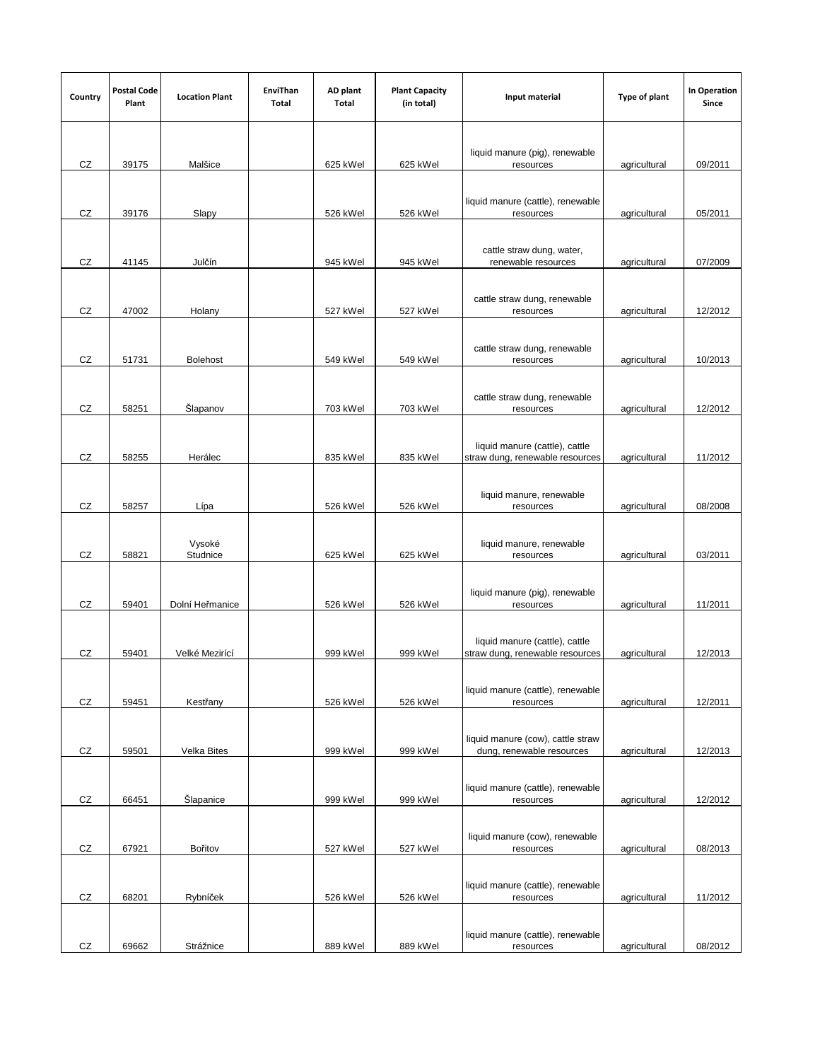| Country | Postal Code Plant | Location Plant | EnviThan Total | AD plant Total | Plant Capacity (in total) | Input material | Type of plant | In Operation Since |
|---|---|---|---|---|---|---|---|---|
| CZ | 39175 | Malšice | | 625 kWel | 625 kWel | liquid manure (pig), renewable resources | agricultural | 09/2011 |
| CZ | 39176 | Slapy | | 526 kWel | 526 kWel | liquid manure (cattle), renewable resources | agricultural | 05/2011 |
| CZ | 41145 | Julčín | | 945 kWel | 945 kWel | cattle straw dung, water, renewable resources | agricultural | 07/2009 |
| CZ | 47002 | Holany | | 527 kWel | 527 kWel | cattle straw dung, renewable resources | agricultural | 12/2012 |
| CZ | 51731 | Bolehost | | 549 kWel | 549 kWel | cattle straw dung, renewable resources | agricultural | 10/2013 |
| CZ | 58251 | Šlapanov | | 703 kWel | 703 kWel | cattle straw dung, renewable resources | agricultural | 12/2012 |
| CZ | 58255 | Herálec | | 835 kWel | 835 kWel | liquid manure (cattle), cattle straw dung, renewable resources | agricultural | 11/2012 |
| CZ | 58257 | Lípa | | 526 kWel | 526 kWel | liquid manure, renewable resources | agricultural | 08/2008 |
| CZ | 58821 | Vysoké Studnice | | 625 kWel | 625 kWel | liquid manure, renewable resources | agricultural | 03/2011 |
| CZ | 59401 | Dolní Heřmanice | | 526 kWel | 526 kWel | liquid manure (pig), renewable resources | agricultural | 11/2011 |
| CZ | 59401 | Velké Mezirící | | 999 kWel | 999 kWel | liquid manure (cattle), cattle straw dung, renewable resources | agricultural | 12/2013 |
| CZ | 59451 | Kestřany | | 526 kWel | 526 kWel | liquid manure (cattle), renewable resources | agricultural | 12/2011 |
| CZ | 59501 | Velka Bites | | 999 kWel | 999 kWel | liquid manure (cow), cattle straw dung, renewable resources | agricultural | 12/2013 |
| CZ | 66451 | Šlapanice | | 999 kWel | 999 kWel | liquid manure (cattle), renewable resources | agricultural | 12/2012 |
| CZ | 67921 | Bořitov | | 527 kWel | 527 kWel | liquid manure (cow), renewable resources | agricultural | 08/2013 |
| CZ | 68201 | Rybníček | | 526 kWel | 526 kWel | liquid manure (cattle), renewable resources | agricultural | 11/2012 |
| CZ | 69662 | Strážnice | | 889 kWel | 889 kWel | liquid manure (cattle), renewable resources | agricultural | 08/2012 |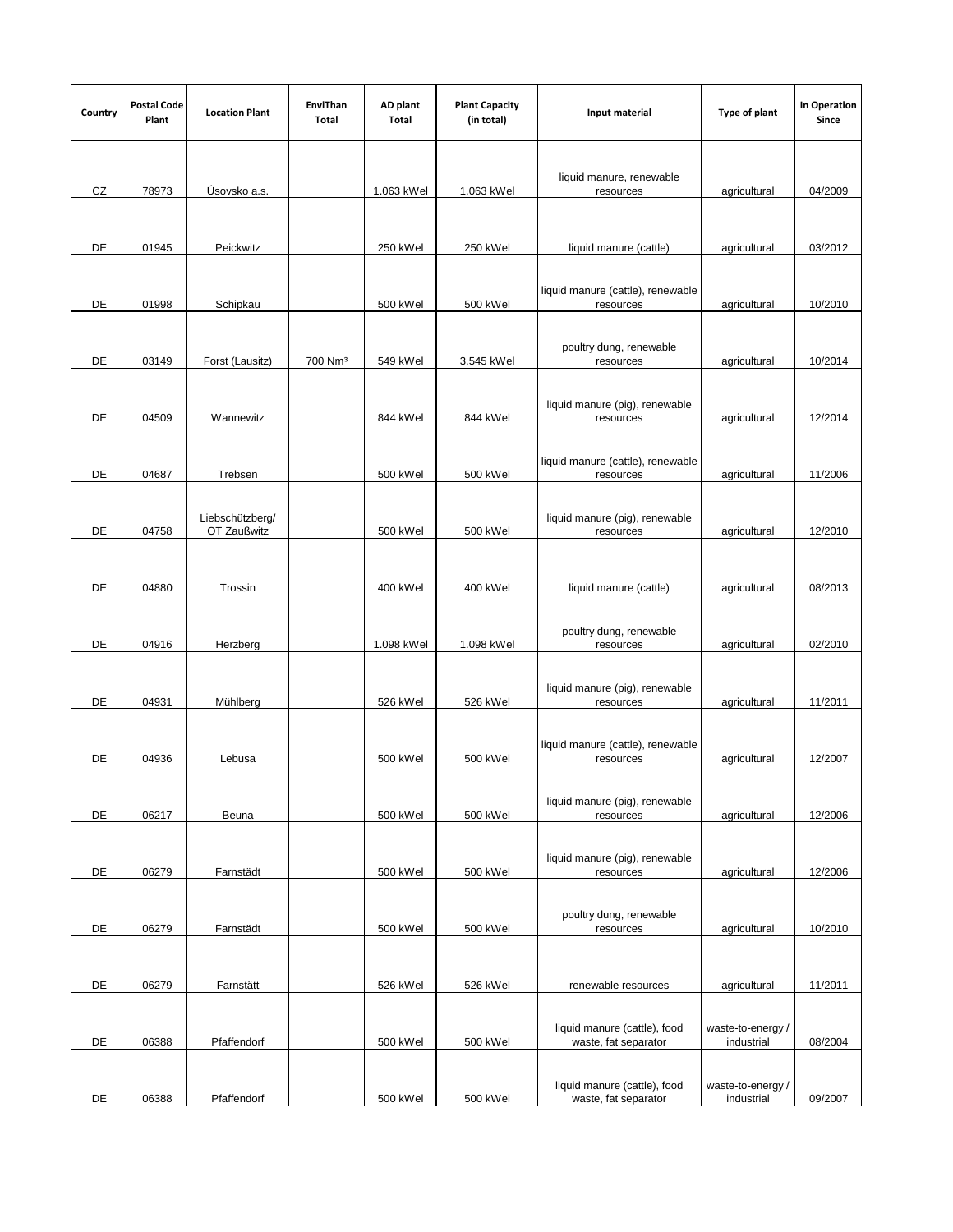| Country | Postal Code Plant | Location Plant | EnviThan Total | AD plant Total | Plant Capacity (in total) | Input material | Type of plant | In Operation Since |
|---|---|---|---|---|---|---|---|---|
| CZ | 78973 | Úsovsko a.s. | | 1.063 kWel | 1.063 kWel | liquid manure, renewable resources | agricultural | 04/2009 |
| DE | 01945 | Peickwitz | | 250 kWel | 250 kWel | liquid manure (cattle) | agricultural | 03/2012 |
| DE | 01998 | Schipkau | | 500 kWel | 500 kWel | liquid manure (cattle), renewable resources | agricultural | 10/2010 |
| DE | 03149 | Forst (Lausitz) | 700 Nm³ | 549 kWel | 3.545 kWel | poultry dung, renewable resources | agricultural | 10/2014 |
| DE | 04509 | Wannewitz | | 844 kWel | 844 kWel | liquid manure (pig), renewable resources | agricultural | 12/2014 |
| DE | 04687 | Trebsen | | 500 kWel | 500 kWel | liquid manure (cattle), renewable resources | agricultural | 11/2006 |
| DE | 04758 | Liebschützberg/ OT Zaußwitz | | 500 kWel | 500 kWel | liquid manure (pig), renewable resources | agricultural | 12/2010 |
| DE | 04880 | Trossin | | 400 kWel | 400 kWel | liquid manure (cattle) | agricultural | 08/2013 |
| DE | 04916 | Herzberg | | 1.098 kWel | 1.098 kWel | poultry dung, renewable resources | agricultural | 02/2010 |
| DE | 04931 | Mühlberg | | 526 kWel | 526 kWel | liquid manure (pig), renewable resources | agricultural | 11/2011 |
| DE | 04936 | Lebusa | | 500 kWel | 500 kWel | liquid manure (cattle), renewable resources | agricultural | 12/2007 |
| DE | 06217 | Beuna | | 500 kWel | 500 kWel | liquid manure (pig), renewable resources | agricultural | 12/2006 |
| DE | 06279 | Farnstädt | | 500 kWel | 500 kWel | liquid manure (pig), renewable resources | agricultural | 12/2006 |
| DE | 06279 | Farnstädt | | 500 kWel | 500 kWel | poultry dung, renewable resources | agricultural | 10/2010 |
| DE | 06279 | Farnstätt | | 526 kWel | 526 kWel | renewable resources | agricultural | 11/2011 |
| DE | 06388 | Pfaffendorf | | 500 kWel | 500 kWel | liquid manure (cattle), food waste, fat separator | waste-to-energy / industrial | 08/2004 |
| DE | 06388 | Pfaffendorf | | 500 kWel | 500 kWel | liquid manure (cattle), food waste, fat separator | waste-to-energy / industrial | 09/2007 |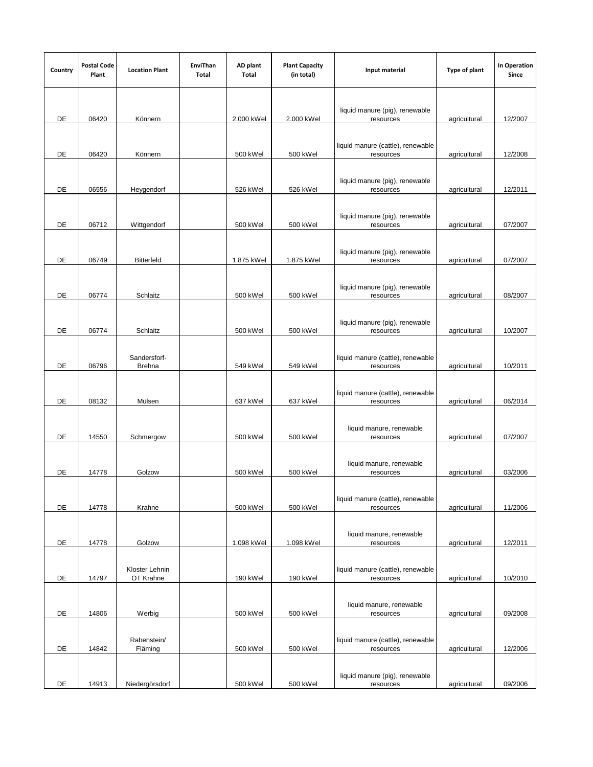| Country | Postal Code Plant | Location Plant | EnviThan Total | AD plant Total | Plant Capacity (in total) | Input material | Type of plant | In Operation Since |
|---|---|---|---|---|---|---|---|---|
| DE | 06420 | Könnern | | 2.000 kWel | 2.000 kWel | liquid manure (pig), renewable resources | agricultural | 12/2007 |
| DE | 06420 | Könnern | | 500 kWel | 500 kWel | liquid manure (cattle), renewable resources | agricultural | 12/2008 |
| DE | 06556 | Heygendorf | | 526 kWel | 526 kWel | liquid manure (pig), renewable resources | agricultural | 12/2011 |
| DE | 06712 | Wittgendorf | | 500 kWel | 500 kWel | liquid manure (pig), renewable resources | agricultural | 07/2007 |
| DE | 06749 | Bitterfeld | | 1.875 kWel | 1.875 kWel | liquid manure (pig), renewable resources | agricultural | 07/2007 |
| DE | 06774 | Schlaitz | | 500 kWel | 500 kWel | liquid manure (pig), renewable resources | agricultural | 08/2007 |
| DE | 06774 | Schlaitz | | 500 kWel | 500 kWel | liquid manure (pig), renewable resources | agricultural | 10/2007 |
| DE | 06796 | Sandersforf-Brehna | | 549 kWel | 549 kWel | liquid manure (cattle), renewable resources | agricultural | 10/2011 |
| DE | 08132 | Mülsen | | 637 kWel | 637 kWel | liquid manure (cattle), renewable resources | agricultural | 06/2014 |
| DE | 14550 | Schmergow | | 500 kWel | 500 kWel | liquid manure, renewable resources | agricultural | 07/2007 |
| DE | 14778 | Golzow | | 500 kWel | 500 kWel | liquid manure, renewable resources | agricultural | 03/2006 |
| DE | 14778 | Krahne | | 500 kWel | 500 kWel | liquid manure (cattle), renewable resources | agricultural | 11/2006 |
| DE | 14778 | Golzow | | 1.098 kWel | 1.098 kWel | liquid manure, renewable resources | agricultural | 12/2011 |
| DE | 14797 | Kloster Lehnin OT Krahne | | 190 kWel | 190 kWel | liquid manure (cattle), renewable resources | agricultural | 10/2010 |
| DE | 14806 | Werbig | | 500 kWel | 500 kWel | liquid manure, renewable resources | agricultural | 09/2008 |
| DE | 14842 | Rabenstein/ Fläming | | 500 kWel | 500 kWel | liquid manure (cattle), renewable resources | agricultural | 12/2006 |
| DE | 14913 | Niedergörsdorf | | 500 kWel | 500 kWel | liquid manure (pig), renewable resources | agricultural | 09/2006 |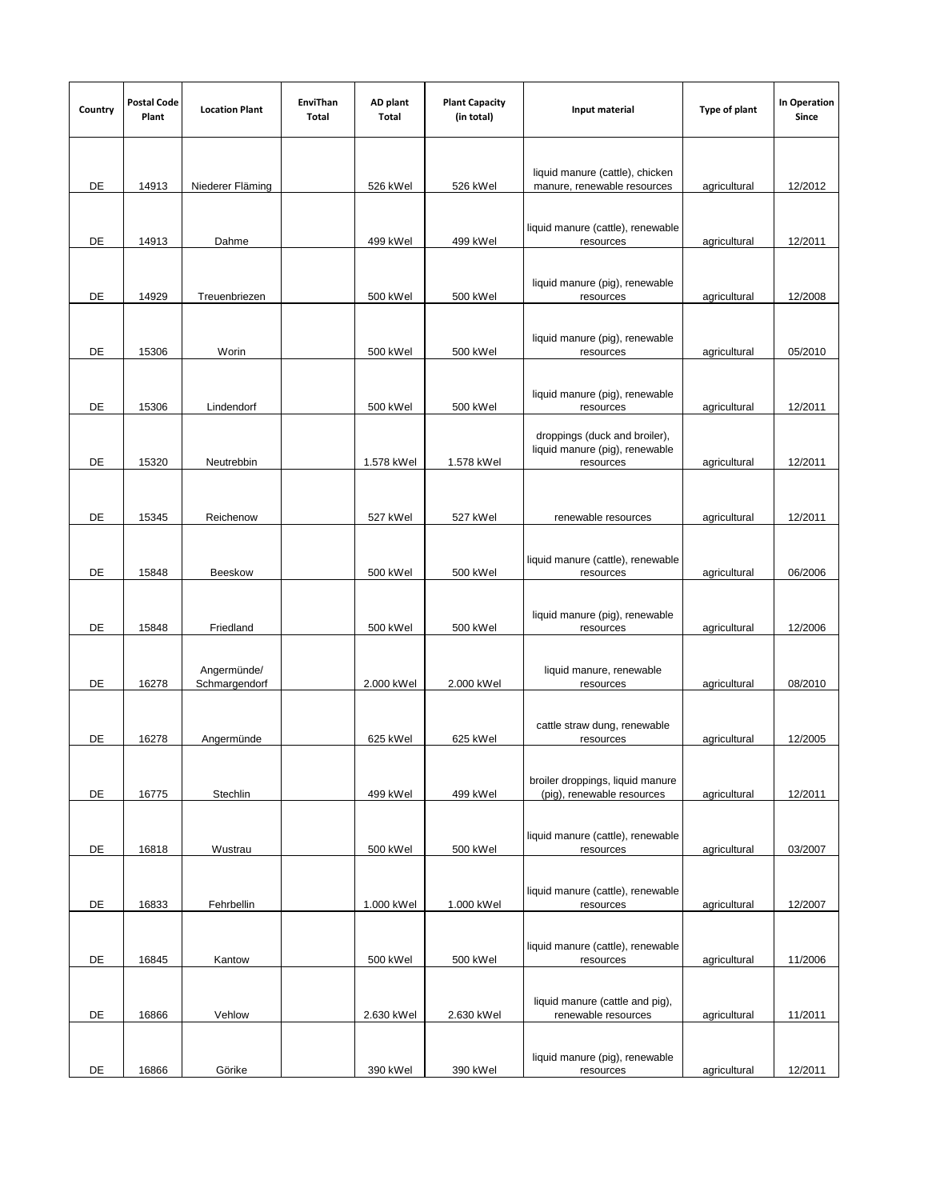| Country | Postal Code Plant | Location Plant | EnviThan Total | AD plant Total | Plant Capacity (in total) | Input material | Type of plant | In Operation Since |
|---|---|---|---|---|---|---|---|---|
| DE | 14913 | Niederer Fläming | | 526 kWel | 526 kWel | liquid manure (cattle), chicken manure, renewable resources | agricultural | 12/2012 |
| DE | 14913 | Dahme | | 499 kWel | 499 kWel | liquid manure (cattle), renewable resources | agricultural | 12/2011 |
| DE | 14929 | Treuenbriezen | | 500 kWel | 500 kWel | liquid manure (pig), renewable resources | agricultural | 12/2008 |
| DE | 15306 | Worin | | 500 kWel | 500 kWel | liquid manure (pig), renewable resources | agricultural | 05/2010 |
| DE | 15306 | Lindendorf | | 500 kWel | 500 kWel | liquid manure (pig), renewable resources | agricultural | 12/2011 |
| DE | 15320 | Neutrebbin | | 1.578 kWel | 1.578 kWel | droppings (duck and broiler), liquid manure (pig), renewable resources | agricultural | 12/2011 |
| DE | 15345 | Reichenow | | 527 kWel | 527 kWel | renewable resources | agricultural | 12/2011 |
| DE | 15848 | Beeskow | | 500 kWel | 500 kWel | liquid manure (cattle), renewable resources | agricultural | 06/2006 |
| DE | 15848 | Friedland | | 500 kWel | 500 kWel | liquid manure (pig), renewable resources | agricultural | 12/2006 |
| DE | 16278 | Angermünde/ Schmargendorf | | 2.000 kWel | 2.000 kWel | liquid manure, renewable resources | agricultural | 08/2010 |
| DE | 16278 | Angermünde | | 625 kWel | 625 kWel | cattle straw dung, renewable resources | agricultural | 12/2005 |
| DE | 16775 | Stechlin | | 499 kWel | 499 kWel | broiler droppings, liquid manure (pig), renewable resources | agricultural | 12/2011 |
| DE | 16818 | Wustrau | | 500 kWel | 500 kWel | liquid manure (cattle), renewable resources | agricultural | 03/2007 |
| DE | 16833 | Fehrbellin | | 1.000 kWel | 1.000 kWel | liquid manure (cattle), renewable resources | agricultural | 12/2007 |
| DE | 16845 | Kantow | | 500 kWel | 500 kWel | liquid manure (cattle), renewable resources | agricultural | 11/2006 |
| DE | 16866 | Vehlow | | 2.630 kWel | 2.630 kWel | liquid manure (cattle and pig), renewable resources | agricultural | 11/2011 |
| DE | 16866 | Görike | | 390 kWel | 390 kWel | liquid manure (pig), renewable resources | agricultural | 12/2011 |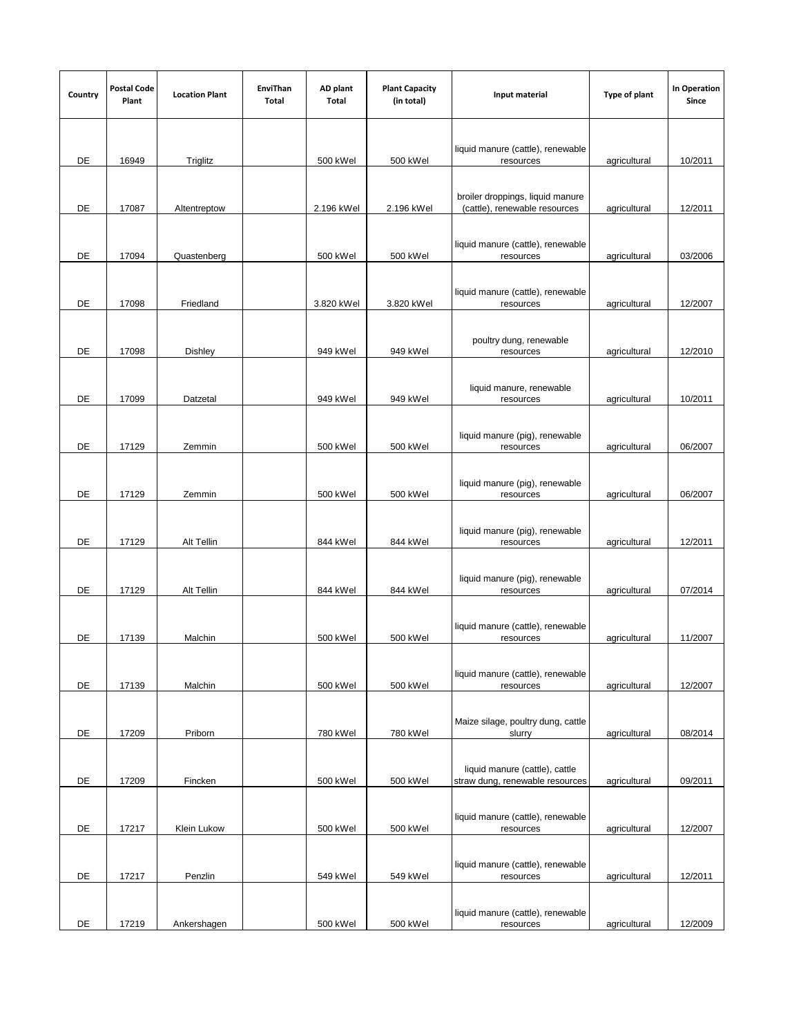| Country | Postal Code Plant | Location Plant | EnviThan Total | AD plant Total | Plant Capacity (in total) | Input material | Type of plant | In Operation Since |
|---|---|---|---|---|---|---|---|---|
| DE | 16949 | Triglitz | | 500 kWel | 500 kWel | liquid manure (cattle), renewable resources | agricultural | 10/2011 |
| DE | 17087 | Altentreptow | | 2.196 kWel | 2.196 kWel | broiler droppings, liquid manure (cattle), renewable resources | agricultural | 12/2011 |
| DE | 17094 | Quastenberg | | 500 kWel | 500 kWel | liquid manure (cattle), renewable resources | agricultural | 03/2006 |
| DE | 17098 | Friedland | | 3.820 kWel | 3.820 kWel | liquid manure (cattle), renewable resources | agricultural | 12/2007 |
| DE | 17098 | Dishley | | 949 kWel | 949 kWel | poultry dung, renewable resources | agricultural | 12/2010 |
| DE | 17099 | Datzetal | | 949 kWel | 949 kWel | liquid manure, renewable resources | agricultural | 10/2011 |
| DE | 17129 | Zemmin | | 500 kWel | 500 kWel | liquid manure (pig), renewable resources | agricultural | 06/2007 |
| DE | 17129 | Zemmin | | 500 kWel | 500 kWel | liquid manure (pig), renewable resources | agricultural | 06/2007 |
| DE | 17129 | Alt Tellin | | 844 kWel | 844 kWel | liquid manure (pig), renewable resources | agricultural | 12/2011 |
| DE | 17129 | Alt Tellin | | 844 kWel | 844 kWel | liquid manure (pig), renewable resources | agricultural | 07/2014 |
| DE | 17139 | Malchin | | 500 kWel | 500 kWel | liquid manure (cattle), renewable resources | agricultural | 11/2007 |
| DE | 17139 | Malchin | | 500 kWel | 500 kWel | liquid manure (cattle), renewable resources | agricultural | 12/2007 |
| DE | 17209 | Priborn | | 780 kWel | 780 kWel | Maize silage, poultry dung, cattle slurry | agricultural | 08/2014 |
| DE | 17209 | Fincken | | 500 kWel | 500 kWel | liquid manure (cattle), cattle straw dung, renewable resources | agricultural | 09/2011 |
| DE | 17217 | Klein Lukow | | 500 kWel | 500 kWel | liquid manure (cattle), renewable resources | agricultural | 12/2007 |
| DE | 17217 | Penzlin | | 549 kWel | 549 kWel | liquid manure (cattle), renewable resources | agricultural | 12/2011 |
| DE | 17219 | Ankershagen | | 500 kWel | 500 kWel | liquid manure (cattle), renewable resources | agricultural | 12/2009 |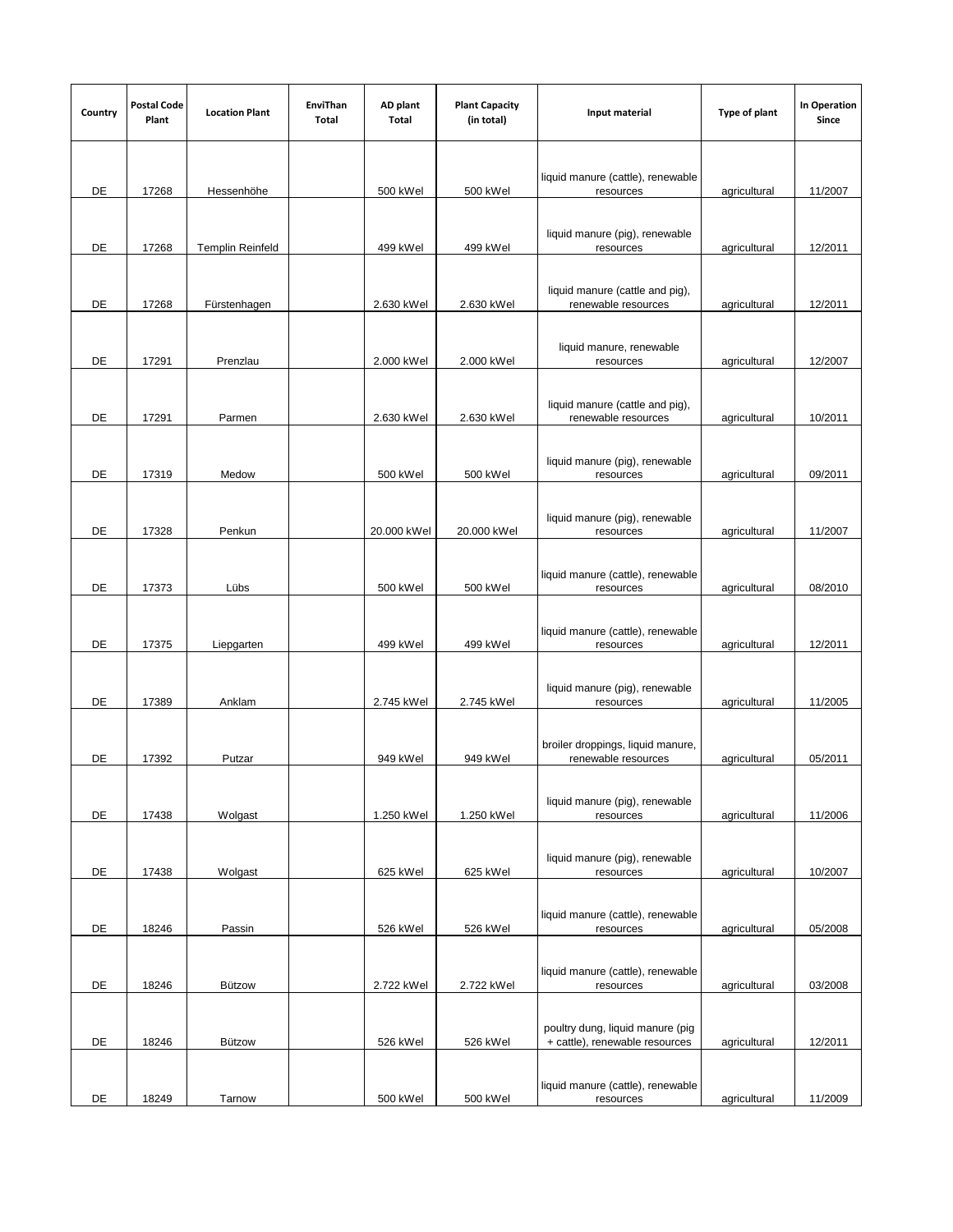| Country | Postal Code Plant | Location Plant | EnviThan Total | AD plant Total | Plant Capacity (in total) | Input material | Type of plant | In Operation Since |
|---|---|---|---|---|---|---|---|---|
| DE | 17268 | Hessenhöhe | | 500 kWel | 500 kWel | liquid manure (cattle), renewable resources | agricultural | 11/2007 |
| DE | 17268 | Templin Reinfeld | | 499 kWel | 499 kWel | liquid manure (pig), renewable resources | agricultural | 12/2011 |
| DE | 17268 | Fürstenhagen | | 2.630 kWel | 2.630 kWel | liquid manure (cattle and pig), renewable resources | agricultural | 12/2011 |
| DE | 17291 | Prenzlau | | 2.000 kWel | 2.000 kWel | liquid manure, renewable resources | agricultural | 12/2007 |
| DE | 17291 | Parmen | | 2.630 kWel | 2.630 kWel | liquid manure (cattle and pig), renewable resources | agricultural | 10/2011 |
| DE | 17319 | Medow | | 500 kWel | 500 kWel | liquid manure (pig), renewable resources | agricultural | 09/2011 |
| DE | 17328 | Penkun | | 20.000 kWel | 20.000 kWel | liquid manure (pig), renewable resources | agricultural | 11/2007 |
| DE | 17373 | Lübs | | 500 kWel | 500 kWel | liquid manure (cattle), renewable resources | agricultural | 08/2010 |
| DE | 17375 | Liepgarten | | 499 kWel | 499 kWel | liquid manure (cattle), renewable resources | agricultural | 12/2011 |
| DE | 17389 | Anklam | | 2.745 kWel | 2.745 kWel | liquid manure (pig), renewable resources | agricultural | 11/2005 |
| DE | 17392 | Putzar | | 949 kWel | 949 kWel | broiler droppings, liquid manure, renewable resources | agricultural | 05/2011 |
| DE | 17438 | Wolgast | | 1.250 kWel | 1.250 kWel | liquid manure (pig), renewable resources | agricultural | 11/2006 |
| DE | 17438 | Wolgast | | 625 kWel | 625 kWel | liquid manure (pig), renewable resources | agricultural | 10/2007 |
| DE | 18246 | Passin | | 526 kWel | 526 kWel | liquid manure (cattle), renewable resources | agricultural | 05/2008 |
| DE | 18246 | Bützow | | 2.722 kWel | 2.722 kWel | liquid manure (cattle), renewable resources | agricultural | 03/2008 |
| DE | 18246 | Bützow | | 526 kWel | 526 kWel | poultry dung, liquid manure (pig + cattle), renewable resources | agricultural | 12/2011 |
| DE | 18249 | Tarnow | | 500 kWel | 500 kWel | liquid manure (cattle), renewable resources | agricultural | 11/2009 |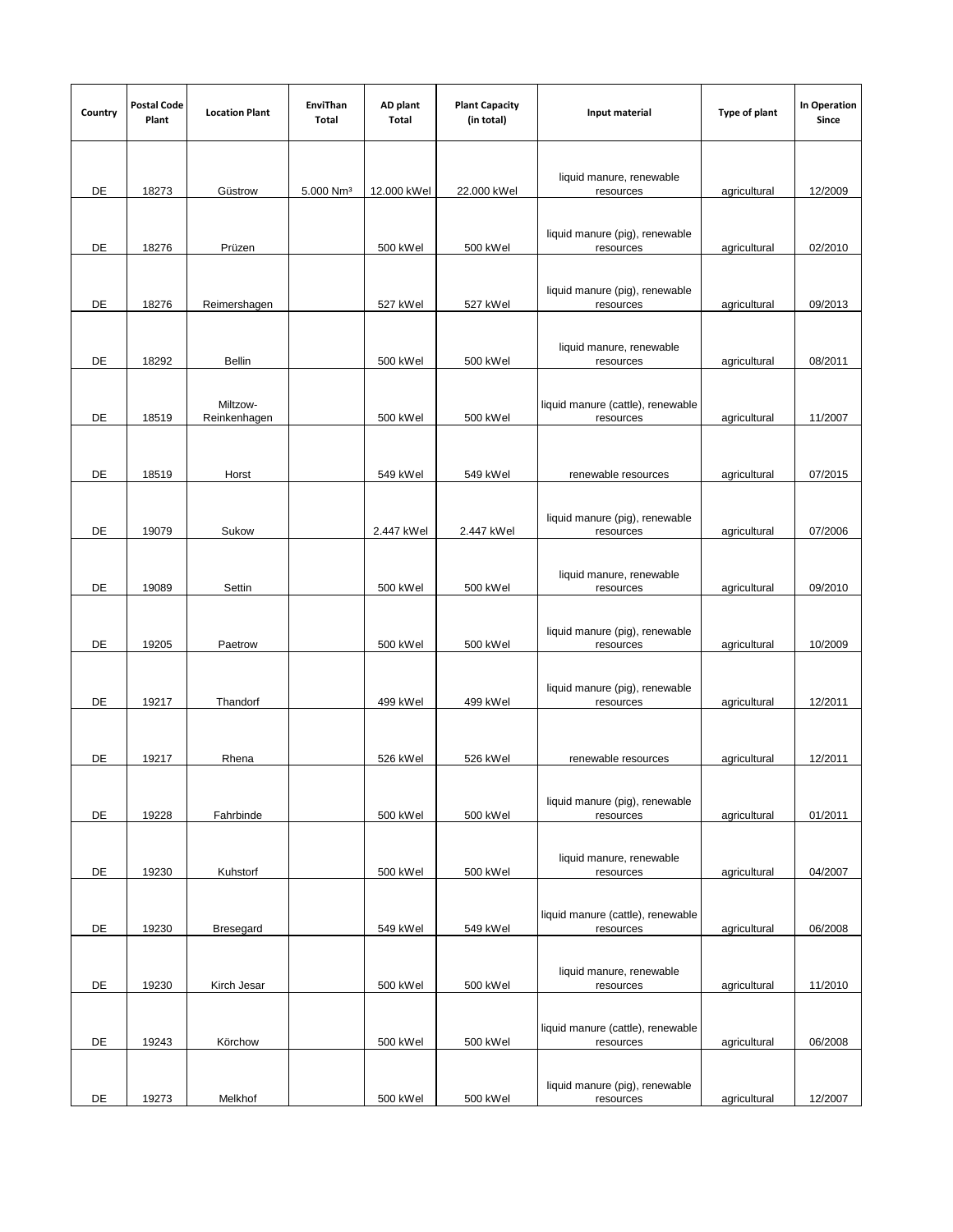| Country | Postal Code Plant | Location Plant | EnviThan Total | AD plant Total | Plant Capacity (in total) | Input material | Type of plant | In Operation Since |
|---|---|---|---|---|---|---|---|---|
| DE | 18273 | Güstrow | 5.000 Nm³ | 12.000 kWel | 22.000 kWel | liquid manure, renewable resources | agricultural | 12/2009 |
| DE | 18276 | Prüzen | | 500 kWel | 500 kWel | liquid manure (pig), renewable resources | agricultural | 02/2010 |
| DE | 18276 | Reimershagen | | 527 kWel | 527 kWel | liquid manure (pig), renewable resources | agricultural | 09/2013 |
| DE | 18292 | Bellin | | 500 kWel | 500 kWel | liquid manure, renewable resources | agricultural | 08/2011 |
| DE | 18519 | Miltzow-Reinkenhagen | | 500 kWel | 500 kWel | liquid manure (cattle), renewable resources | agricultural | 11/2007 |
| DE | 18519 | Horst | | 549 kWel | 549 kWel | renewable resources | agricultural | 07/2015 |
| DE | 19079 | Sukow | | 2.447 kWel | 2.447 kWel | liquid manure (pig), renewable resources | agricultural | 07/2006 |
| DE | 19089 | Settin | | 500 kWel | 500 kWel | liquid manure, renewable resources | agricultural | 09/2010 |
| DE | 19205 | Paetrow | | 500 kWel | 500 kWel | liquid manure (pig), renewable resources | agricultural | 10/2009 |
| DE | 19217 | Thandorf | | 499 kWel | 499 kWel | liquid manure (pig), renewable resources | agricultural | 12/2011 |
| DE | 19217 | Rhena | | 526 kWel | 526 kWel | renewable resources | agricultural | 12/2011 |
| DE | 19228 | Fahrbinde | | 500 kWel | 500 kWel | liquid manure (pig), renewable resources | agricultural | 01/2011 |
| DE | 19230 | Kuhstorf | | 500 kWel | 500 kWel | liquid manure, renewable resources | agricultural | 04/2007 |
| DE | 19230 | Bresegard | | 549 kWel | 549 kWel | liquid manure (cattle), renewable resources | agricultural | 06/2008 |
| DE | 19230 | Kirch Jesar | | 500 kWel | 500 kWel | liquid manure, renewable resources | agricultural | 11/2010 |
| DE | 19243 | Körchow | | 500 kWel | 500 kWel | liquid manure (cattle), renewable resources | agricultural | 06/2008 |
| DE | 19273 | Melkhof | | 500 kWel | 500 kWel | liquid manure (pig), renewable resources | agricultural | 12/2007 |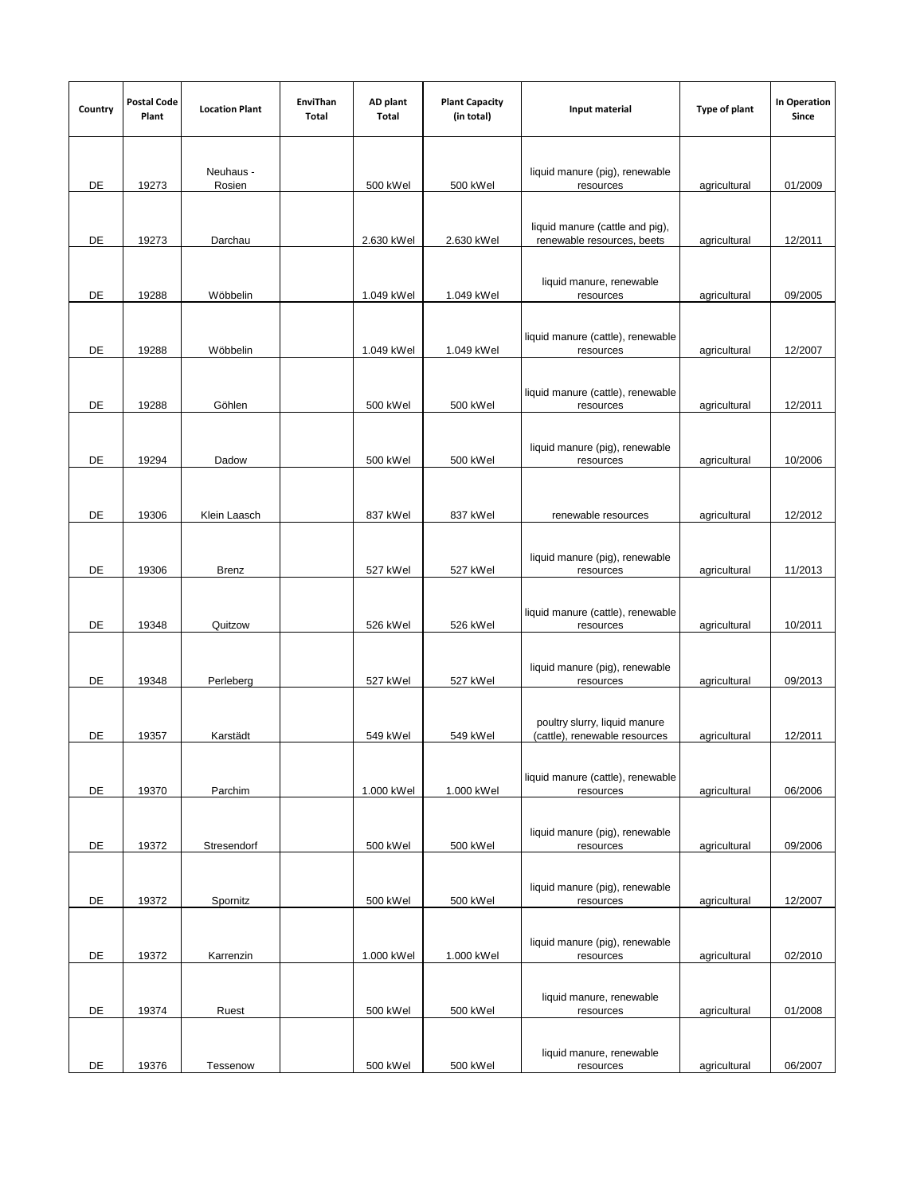| Country | Postal Code Plant | Location Plant | EnviThan Total | AD plant Total | Plant Capacity (in total) | Input material | Type of plant | In Operation Since |
|---|---|---|---|---|---|---|---|---|
| DE | 19273 | Neuhaus - Rosien | | 500 kWel | 500 kWel | liquid manure (pig), renewable resources | agricultural | 01/2009 |
| DE | 19273 | Darchau | | 2.630 kWel | 2.630 kWel | liquid manure (cattle and pig), renewable resources, beets | agricultural | 12/2011 |
| DE | 19288 | Wöbbelin | | 1.049 kWel | 1.049 kWel | liquid manure, renewable resources | agricultural | 09/2005 |
| DE | 19288 | Wöbbelin | | 1.049 kWel | 1.049 kWel | liquid manure (cattle), renewable resources | agricultural | 12/2007 |
| DE | 19288 | Göhlen | | 500 kWel | 500 kWel | liquid manure (cattle), renewable resources | agricultural | 12/2011 |
| DE | 19294 | Dadow | | 500 kWel | 500 kWel | liquid manure (pig), renewable resources | agricultural | 10/2006 |
| DE | 19306 | Klein Laasch | | 837 kWel | 837 kWel | renewable resources | agricultural | 12/2012 |
| DE | 19306 | Brenz | | 527 kWel | 527 kWel | liquid manure (pig), renewable resources | agricultural | 11/2013 |
| DE | 19348 | Quitzow | | 526 kWel | 526 kWel | liquid manure (cattle), renewable resources | agricultural | 10/2011 |
| DE | 19348 | Perleberg | | 527 kWel | 527 kWel | liquid manure (pig), renewable resources | agricultural | 09/2013 |
| DE | 19357 | Karstädt | | 549 kWel | 549 kWel | poultry slurry, liquid manure (cattle), renewable resources | agricultural | 12/2011 |
| DE | 19370 | Parchim | | 1.000 kWel | 1.000 kWel | liquid manure (cattle), renewable resources | agricultural | 06/2006 |
| DE | 19372 | Stresendorf | | 500 kWel | 500 kWel | liquid manure (pig), renewable resources | agricultural | 09/2006 |
| DE | 19372 | Spornitz | | 500 kWel | 500 kWel | liquid manure (pig), renewable resources | agricultural | 12/2007 |
| DE | 19372 | Karrenzin | | 1.000 kWel | 1.000 kWel | liquid manure (pig), renewable resources | agricultural | 02/2010 |
| DE | 19374 | Ruest | | 500 kWel | 500 kWel | liquid manure, renewable resources | agricultural | 01/2008 |
| DE | 19376 | Tessenow | | 500 kWel | 500 kWel | liquid manure, renewable resources | agricultural | 06/2007 |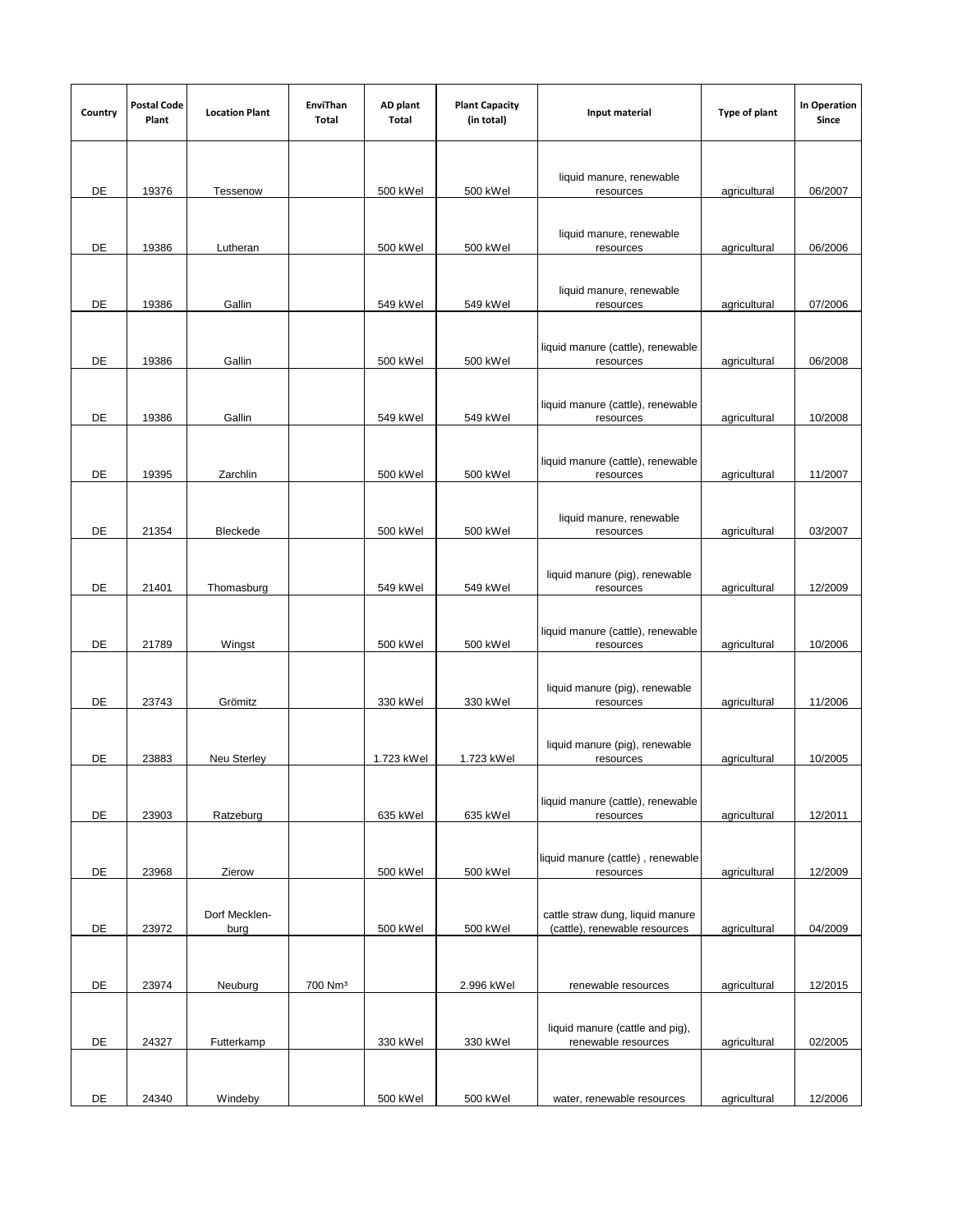| Country | Postal Code Plant | Location Plant | EnviThan Total | AD plant Total | Plant Capacity (in total) | Input material | Type of plant | In Operation Since |
|---|---|---|---|---|---|---|---|---|
| DE | 19376 | Tessenow | | 500 kWel | 500 kWel | liquid manure, renewable resources | agricultural | 06/2007 |
| DE | 19386 | Lutheran | | 500 kWel | 500 kWel | liquid manure, renewable resources | agricultural | 06/2006 |
| DE | 19386 | Gallin | | 549 kWel | 549 kWel | liquid manure, renewable resources | agricultural | 07/2006 |
| DE | 19386 | Gallin | | 500 kWel | 500 kWel | liquid manure (cattle), renewable resources | agricultural | 06/2008 |
| DE | 19386 | Gallin | | 549 kWel | 549 kWel | liquid manure (cattle), renewable resources | agricultural | 10/2008 |
| DE | 19395 | Zarchlin | | 500 kWel | 500 kWel | liquid manure (cattle), renewable resources | agricultural | 11/2007 |
| DE | 21354 | Bleckede | | 500 kWel | 500 kWel | liquid manure, renewable resources | agricultural | 03/2007 |
| DE | 21401 | Thomasburg | | 549 kWel | 549 kWel | liquid manure (pig), renewable resources | agricultural | 12/2009 |
| DE | 21789 | Wingst | | 500 kWel | 500 kWel | liquid manure (cattle), renewable resources | agricultural | 10/2006 |
| DE | 23743 | Grömitz | | 330 kWel | 330 kWel | liquid manure (pig), renewable resources | agricultural | 11/2006 |
| DE | 23883 | Neu Sterley | | 1.723 kWel | 1.723 kWel | liquid manure (pig), renewable resources | agricultural | 10/2005 |
| DE | 23903 | Ratzeburg | | 635 kWel | 635 kWel | liquid manure (cattle), renewable resources | agricultural | 12/2011 |
| DE | 23968 | Zierow | | 500 kWel | 500 kWel | liquid manure (cattle) , renewable resources | agricultural | 12/2009 |
| DE | 23972 | Dorf Mecklen-burg | | 500 kWel | 500 kWel | cattle straw dung, liquid manure (cattle), renewable resources | agricultural | 04/2009 |
| DE | 23974 | Neuburg | 700 Nm³ | | 2.996 kWel | renewable resources | agricultural | 12/2015 |
| DE | 24327 | Futterkamp | | 330 kWel | 330 kWel | liquid manure (cattle and pig), renewable resources | agricultural | 02/2005 |
| DE | 24340 | Windeby | | 500 kWel | 500 kWel | water, renewable resources | agricultural | 12/2006 |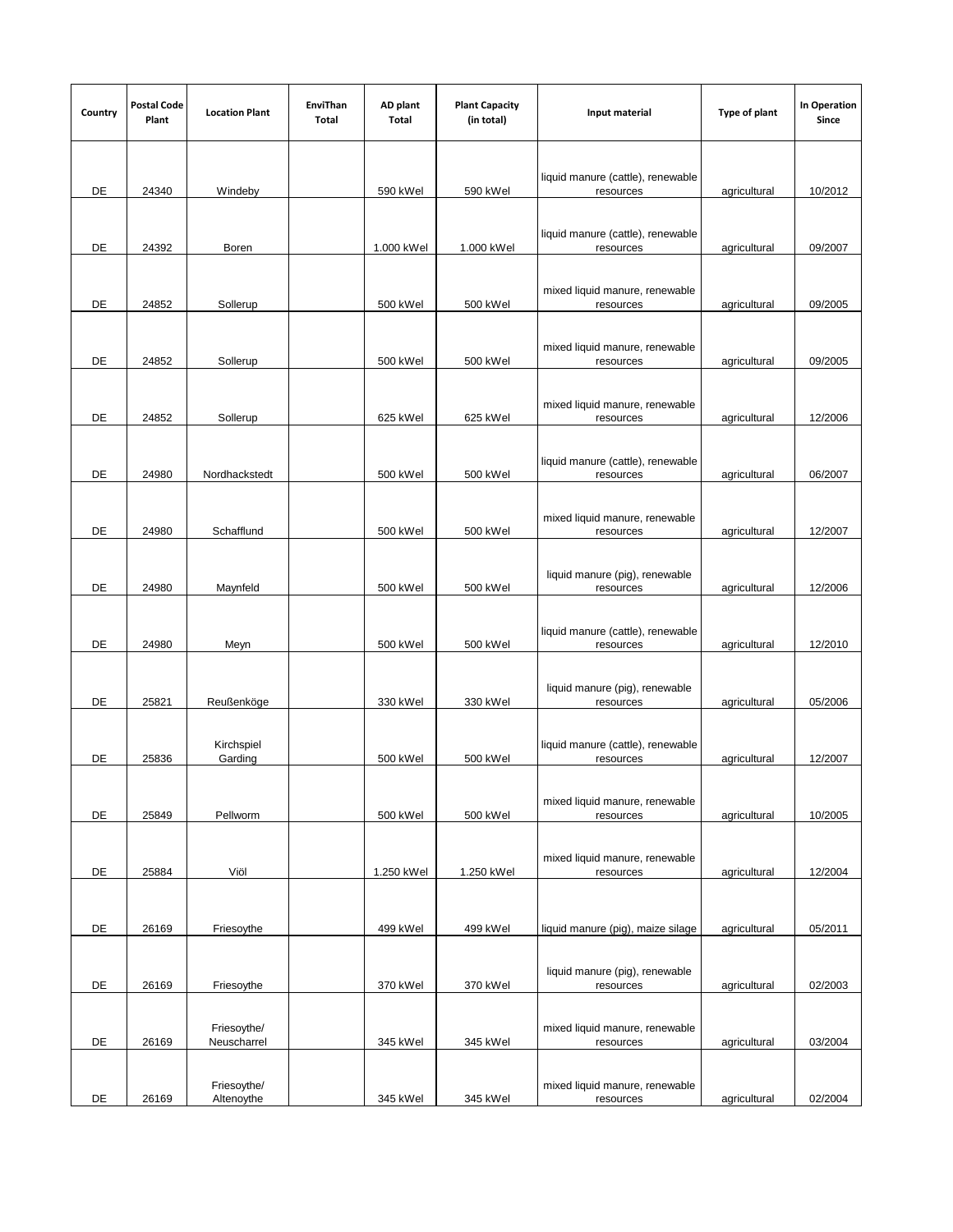| Country | Postal Code Plant | Location Plant | EnviThan Total | AD plant Total | Plant Capacity (in total) | Input material | Type of plant | In Operation Since |
|---|---|---|---|---|---|---|---|---|
| DE | 24340 | Windeby | | 590 kWel | 590 kWel | liquid manure (cattle), renewable resources | agricultural | 10/2012 |
| DE | 24392 | Boren | | 1.000 kWel | 1.000 kWel | liquid manure (cattle), renewable resources | agricultural | 09/2007 |
| DE | 24852 | Sollerup | | 500 kWel | 500 kWel | mixed liquid manure, renewable resources | agricultural | 09/2005 |
| DE | 24852 | Sollerup | | 500 kWel | 500 kWel | mixed liquid manure, renewable resources | agricultural | 09/2005 |
| DE | 24852 | Sollerup | | 625 kWel | 625 kWel | mixed liquid manure, renewable resources | agricultural | 12/2006 |
| DE | 24980 | Nordhackstedt | | 500 kWel | 500 kWel | liquid manure (cattle), renewable resources | agricultural | 06/2007 |
| DE | 24980 | Schafflund | | 500 kWel | 500 kWel | mixed liquid manure, renewable resources | agricultural | 12/2007 |
| DE | 24980 | Maynfeld | | 500 kWel | 500 kWel | liquid manure (pig), renewable resources | agricultural | 12/2006 |
| DE | 24980 | Meyn | | 500 kWel | 500 kWel | liquid manure (cattle), renewable resources | agricultural | 12/2010 |
| DE | 25821 | Reußenköge | | 330 kWel | 330 kWel | liquid manure (pig), renewable resources | agricultural | 05/2006 |
| DE | 25836 | Kirchspiel Garding | | 500 kWel | 500 kWel | liquid manure (cattle), renewable resources | agricultural | 12/2007 |
| DE | 25849 | Pellworm | | 500 kWel | 500 kWel | mixed liquid manure, renewable resources | agricultural | 10/2005 |
| DE | 25884 | Viöl | | 1.250 kWel | 1.250 kWel | mixed liquid manure, renewable resources | agricultural | 12/2004 |
| DE | 26169 | Friesoythe | | 499 kWel | 499 kWel | liquid manure (pig), maize silage | agricultural | 05/2011 |
| DE | 26169 | Friesoythe | | 370 kWel | 370 kWel | liquid manure (pig), renewable resources | agricultural | 02/2003 |
| DE | 26169 | Friesoythe/ Neuscharrel | | 345 kWel | 345 kWel | mixed liquid manure, renewable resources | agricultural | 03/2004 |
| DE | 26169 | Friesoythe/ Altenoythe | | 345 kWel | 345 kWel | mixed liquid manure, renewable resources | agricultural | 02/2004 |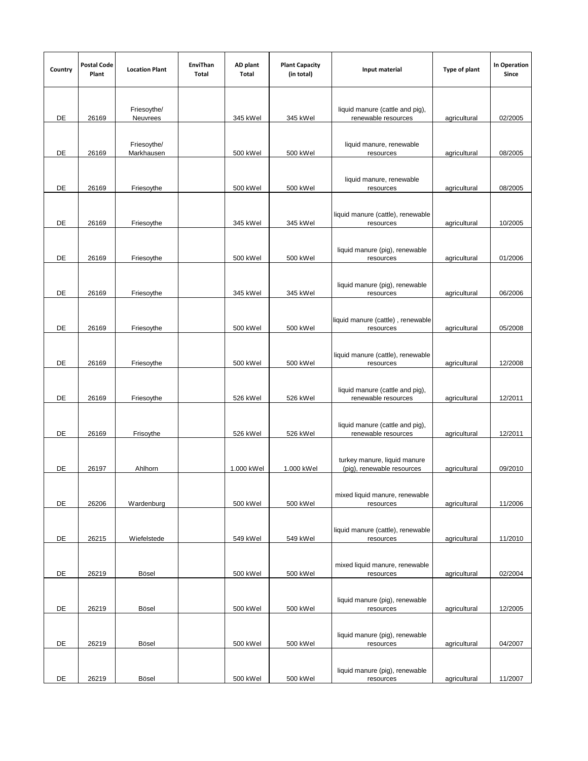| Country | Postal Code Plant | Location Plant | EnviThan Total | AD plant Total | Plant Capacity (in total) | Input material | Type of plant | In Operation Since |
|---|---|---|---|---|---|---|---|---|
| DE | 26169 | Friesoythe/ Neuvrees | | 345 kWel | 345 kWel | liquid manure (cattle and pig), renewable resources | agricultural | 02/2005 |
| DE | 26169 | Friesoythe/ Markhausen | | 500 kWel | 500 kWel | liquid manure, renewable resources | agricultural | 08/2005 |
| DE | 26169 | Friesoythe | | 500 kWel | 500 kWel | liquid manure, renewable resources | agricultural | 08/2005 |
| DE | 26169 | Friesoythe | | 345 kWel | 345 kWel | liquid manure (cattle), renewable resources | agricultural | 10/2005 |
| DE | 26169 | Friesoythe | | 500 kWel | 500 kWel | liquid manure (pig), renewable resources | agricultural | 01/2006 |
| DE | 26169 | Friesoythe | | 345 kWel | 345 kWel | liquid manure (pig), renewable resources | agricultural | 06/2006 |
| DE | 26169 | Friesoythe | | 500 kWel | 500 kWel | liquid manure (cattle) , renewable resources | agricultural | 05/2008 |
| DE | 26169 | Friesoythe | | 500 kWel | 500 kWel | liquid manure (cattle), renewable resources | agricultural | 12/2008 |
| DE | 26169 | Friesoythe | | 526 kWel | 526 kWel | liquid manure (cattle and pig), renewable resources | agricultural | 12/2011 |
| DE | 26169 | Frisoythe | | 526 kWel | 526 kWel | liquid manure (cattle and pig), renewable resources | agricultural | 12/2011 |
| DE | 26197 | Ahlhorn | | 1.000 kWel | 1.000 kWel | turkey manure, liquid manure (pig), renewable resources | agricultural | 09/2010 |
| DE | 26206 | Wardenburg | | 500 kWel | 500 kWel | mixed liquid manure, renewable resources | agricultural | 11/2006 |
| DE | 26215 | Wiefelstede | | 549 kWel | 549 kWel | liquid manure (cattle), renewable resources | agricultural | 11/2010 |
| DE | 26219 | Bösel | | 500 kWel | 500 kWel | mixed liquid manure, renewable resources | agricultural | 02/2004 |
| DE | 26219 | Bösel | | 500 kWel | 500 kWel | liquid manure (pig), renewable resources | agricultural | 12/2005 |
| DE | 26219 | Bösel | | 500 kWel | 500 kWel | liquid manure (pig), renewable resources | agricultural | 04/2007 |
| DE | 26219 | Bösel | | 500 kWel | 500 kWel | liquid manure (pig), renewable resources | agricultural | 11/2007 |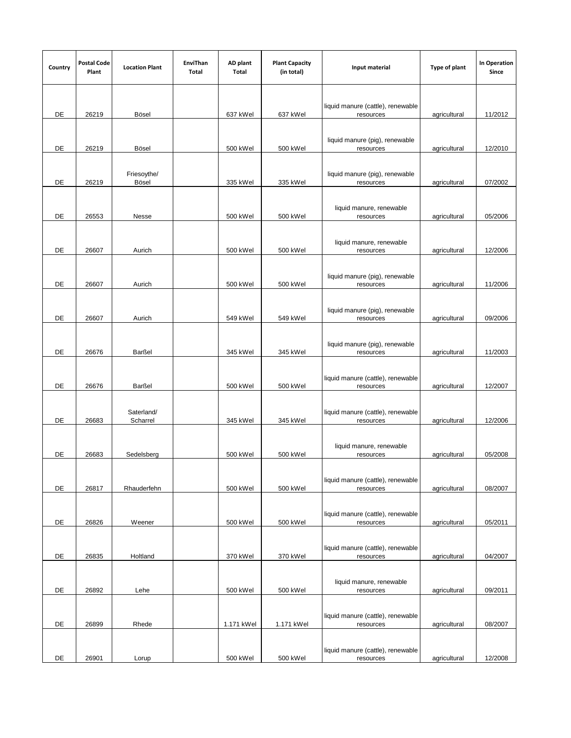| Country | Postal Code Plant | Location Plant | EnviThan Total | AD plant Total | Plant Capacity (in total) | Input material | Type of plant | In Operation Since |
|---|---|---|---|---|---|---|---|---|
| DE | 26219 | Bösel | | 637 kWel | 637 kWel | liquid manure (cattle), renewable resources | agricultural | 11/2012 |
| DE | 26219 | Bösel | | 500 kWel | 500 kWel | liquid manure (pig), renewable resources | agricultural | 12/2010 |
| DE | 26219 | Friesoythe/ Bösel | | 335 kWel | 335 kWel | liquid manure (pig), renewable resources | agricultural | 07/2002 |
| DE | 26553 | Nesse | | 500 kWel | 500 kWel | liquid manure, renewable resources | agricultural | 05/2006 |
| DE | 26607 | Aurich | | 500 kWel | 500 kWel | liquid manure, renewable resources | agricultural | 12/2006 |
| DE | 26607 | Aurich | | 500 kWel | 500 kWel | liquid manure (pig), renewable resources | agricultural | 11/2006 |
| DE | 26607 | Aurich | | 549 kWel | 549 kWel | liquid manure (pig), renewable resources | agricultural | 09/2006 |
| DE | 26676 | Barßel | | 345 kWel | 345 kWel | liquid manure (pig), renewable resources | agricultural | 11/2003 |
| DE | 26676 | Barßel | | 500 kWel | 500 kWel | liquid manure (cattle), renewable resources | agricultural | 12/2007 |
| DE | 26683 | Saterland/ Scharrel | | 345 kWel | 345 kWel | liquid manure (cattle), renewable resources | agricultural | 12/2006 |
| DE | 26683 | Sedelsberg | | 500 kWel | 500 kWel | liquid manure, renewable resources | agricultural | 05/2008 |
| DE | 26817 | Rhauderfehn | | 500 kWel | 500 kWel | liquid manure (cattle), renewable resources | agricultural | 08/2007 |
| DE | 26826 | Weener | | 500 kWel | 500 kWel | liquid manure (cattle), renewable resources | agricultural | 05/2011 |
| DE | 26835 | Holtland | | 370 kWel | 370 kWel | liquid manure (cattle), renewable resources | agricultural | 04/2007 |
| DE | 26892 | Lehe | | 500 kWel | 500 kWel | liquid manure, renewable resources | agricultural | 09/2011 |
| DE | 26899 | Rhede | | 1.171 kWel | 1.171 kWel | liquid manure (cattle), renewable resources | agricultural | 08/2007 |
| DE | 26901 | Lorup | | 500 kWel | 500 kWel | liquid manure (cattle), renewable resources | agricultural | 12/2008 |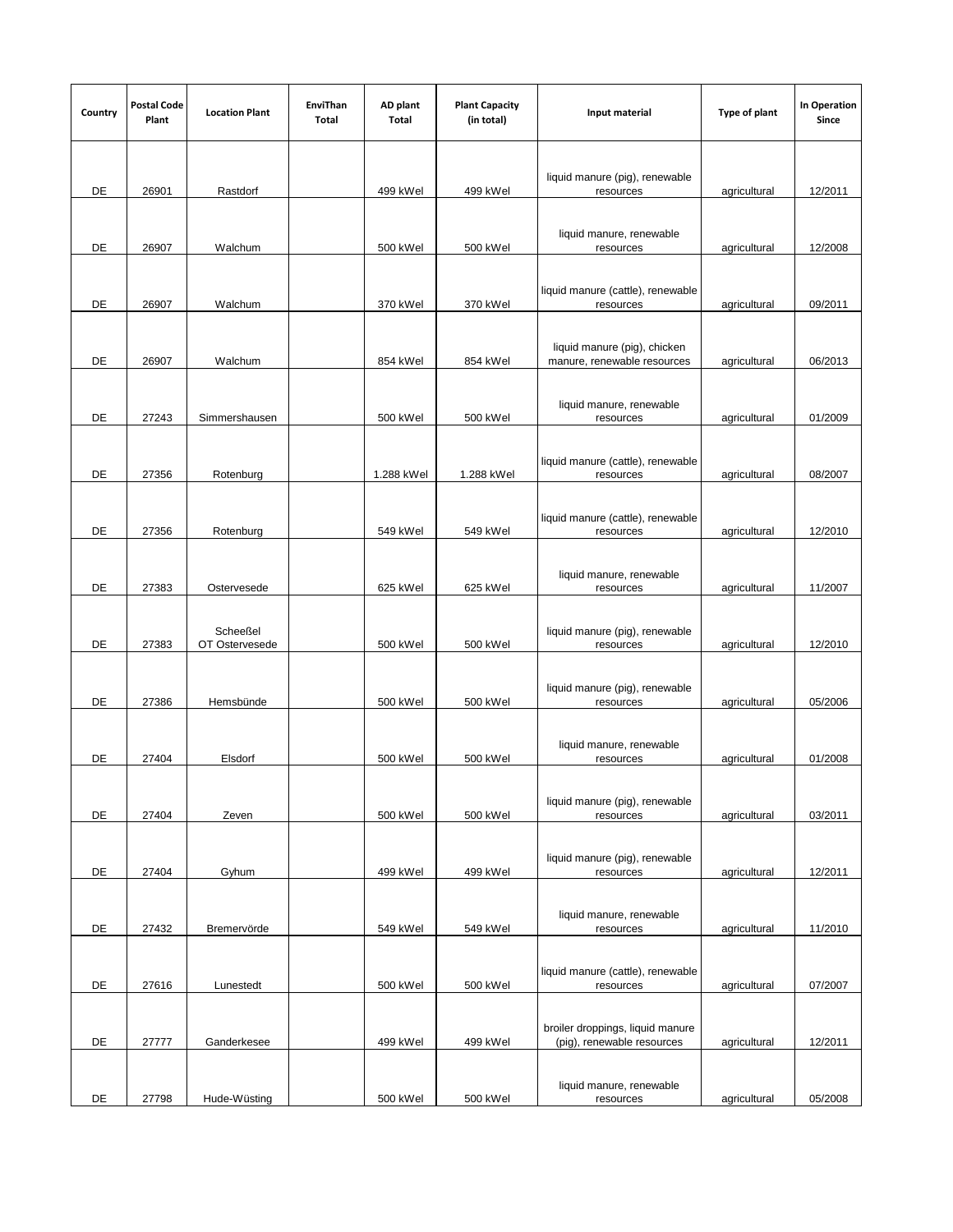| Country | Postal Code Plant | Location Plant | EnviThan Total | AD plant Total | Plant Capacity (in total) | Input material | Type of plant | In Operation Since |
|---|---|---|---|---|---|---|---|---|
| DE | 26901 | Rastdorf | | 499 kWel | 499 kWel | liquid manure (pig), renewable resources | agricultural | 12/2011 |
| DE | 26907 | Walchum | | 500 kWel | 500 kWel | liquid manure, renewable resources | agricultural | 12/2008 |
| DE | 26907 | Walchum | | 370 kWel | 370 kWel | liquid manure (cattle), renewable resources | agricultural | 09/2011 |
| DE | 26907 | Walchum | | 854 kWel | 854 kWel | liquid manure (pig), chicken manure, renewable resources | agricultural | 06/2013 |
| DE | 27243 | Simmershausen | | 500 kWel | 500 kWel | liquid manure, renewable resources | agricultural | 01/2009 |
| DE | 27356 | Rotenburg | | 1.288 kWel | 1.288 kWel | liquid manure (cattle), renewable resources | agricultural | 08/2007 |
| DE | 27356 | Rotenburg | | 549 kWel | 549 kWel | liquid manure (cattle), renewable resources | agricultural | 12/2010 |
| DE | 27383 | Ostervesede | | 625 kWel | 625 kWel | liquid manure, renewable resources | agricultural | 11/2007 |
| DE | 27383 | Scheeßel OT Ostervesede | | 500 kWel | 500 kWel | liquid manure (pig), renewable resources | agricultural | 12/2010 |
| DE | 27386 | Hemsbünde | | 500 kWel | 500 kWel | liquid manure (pig), renewable resources | agricultural | 05/2006 |
| DE | 27404 | Elsdorf | | 500 kWel | 500 kWel | liquid manure, renewable resources | agricultural | 01/2008 |
| DE | 27404 | Zeven | | 500 kWel | 500 kWel | liquid manure (pig), renewable resources | agricultural | 03/2011 |
| DE | 27404 | Gyhum | | 499 kWel | 499 kWel | liquid manure (pig), renewable resources | agricultural | 12/2011 |
| DE | 27432 | Bremervörde | | 549 kWel | 549 kWel | liquid manure, renewable resources | agricultural | 11/2010 |
| DE | 27616 | Lunestedt | | 500 kWel | 500 kWel | liquid manure (cattle), renewable resources | agricultural | 07/2007 |
| DE | 27777 | Ganderkesee | | 499 kWel | 499 kWel | broiler droppings, liquid manure (pig), renewable resources | agricultural | 12/2011 |
| DE | 27798 | Hude-Wüsting | | 500 kWel | 500 kWel | liquid manure, renewable resources | agricultural | 05/2008 |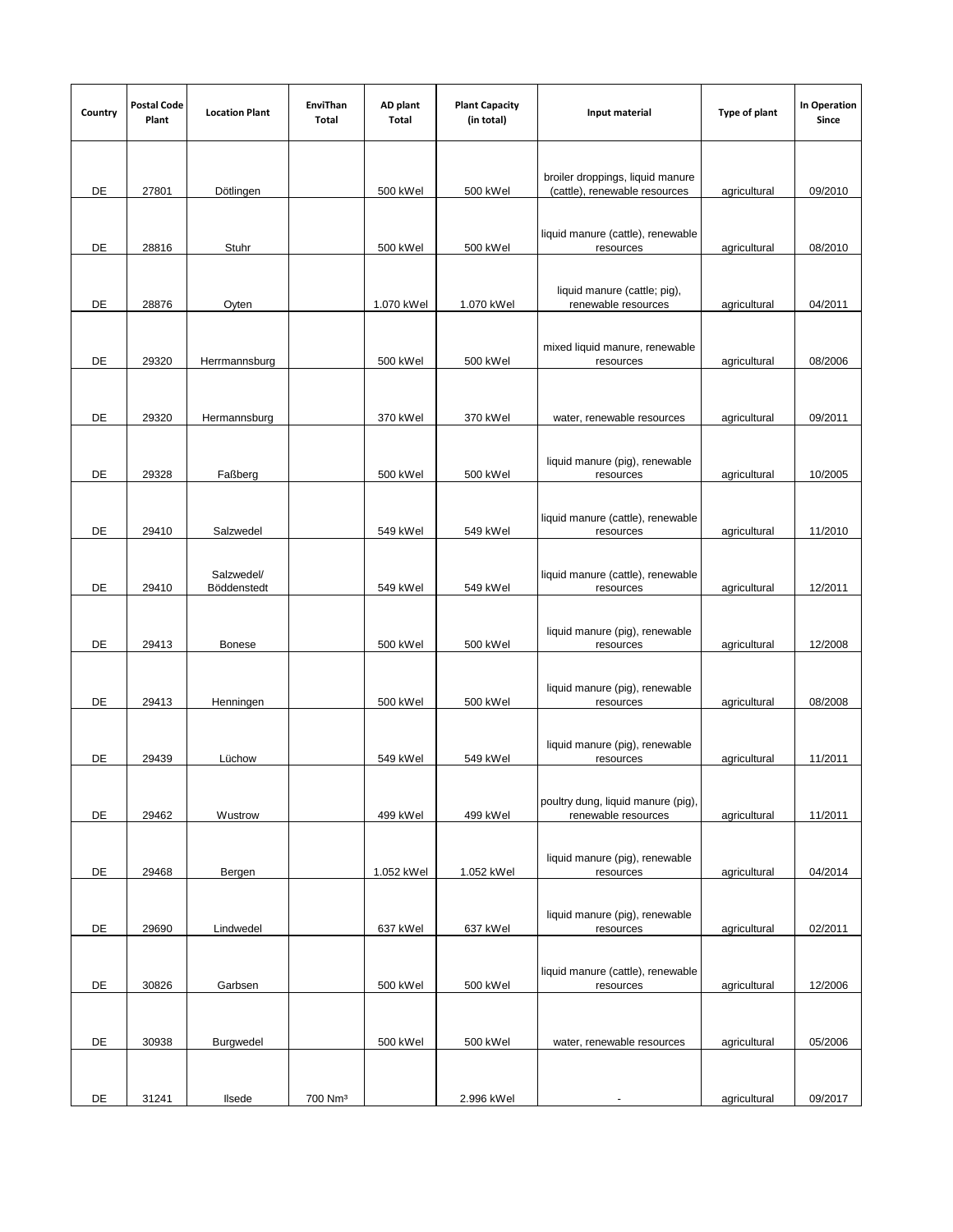| Country | Postal Code Plant | Location Plant | EnviThan Total | AD plant Total | Plant Capacity (in total) | Input material | Type of plant | In Operation Since |
|---|---|---|---|---|---|---|---|---|
| DE | 27801 | Dötlingen | | 500 kWel | 500 kWel | broiler droppings, liquid manure (cattle), renewable resources | agricultural | 09/2010 |
| DE | 28816 | Stuhr | | 500 kWel | 500 kWel | liquid manure (cattle), renewable resources | agricultural | 08/2010 |
| DE | 28876 | Oyten | | 1.070 kWel | 1.070 kWel | liquid manure (cattle; pig), renewable resources | agricultural | 04/2011 |
| DE | 29320 | Herrmannsburg | | 500 kWel | 500 kWel | mixed liquid manure, renewable resources | agricultural | 08/2006 |
| DE | 29320 | Hermannsburg | | 370 kWel | 370 kWel | water, renewable resources | agricultural | 09/2011 |
| DE | 29328 | Faßberg | | 500 kWel | 500 kWel | liquid manure (pig), renewable resources | agricultural | 10/2005 |
| DE | 29410 | Salzwedel | | 549 kWel | 549 kWel | liquid manure (cattle), renewable resources | agricultural | 11/2010 |
| DE | 29410 | Salzwedel/ Böddenstedt | | 549 kWel | 549 kWel | liquid manure (cattle), renewable resources | agricultural | 12/2011 |
| DE | 29413 | Bonese | | 500 kWel | 500 kWel | liquid manure (pig), renewable resources | agricultural | 12/2008 |
| DE | 29413 | Henningen | | 500 kWel | 500 kWel | liquid manure (pig), renewable resources | agricultural | 08/2008 |
| DE | 29439 | Lüchow | | 549 kWel | 549 kWel | liquid manure (pig), renewable resources | agricultural | 11/2011 |
| DE | 29462 | Wustrow | | 499 kWel | 499 kWel | poultry dung, liquid manure (pig), renewable resources | agricultural | 11/2011 |
| DE | 29468 | Bergen | | 1.052 kWel | 1.052 kWel | liquid manure (pig), renewable resources | agricultural | 04/2014 |
| DE | 29690 | Lindwedel | | 637 kWel | 637 kWel | liquid manure (pig), renewable resources | agricultural | 02/2011 |
| DE | 30826 | Garbsen | | 500 kWel | 500 kWel | liquid manure (cattle), renewable resources | agricultural | 12/2006 |
| DE | 30938 | Burgwedel | | 500 kWel | 500 kWel | water, renewable resources | agricultural | 05/2006 |
| DE | 31241 | Ilsede | 700 Nm³ | | 2.996 kWel | - | agricultural | 09/2017 |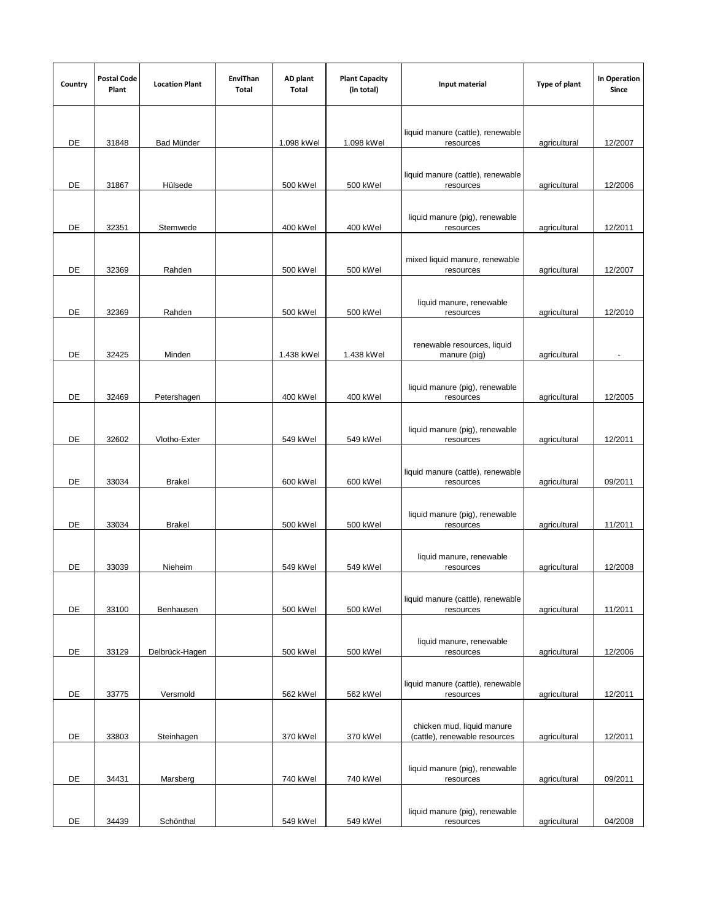| Country | Postal Code Plant | Location Plant | EnviThan Total | AD plant Total | Plant Capacity (in total) | Input material | Type of plant | In Operation Since |
|---|---|---|---|---|---|---|---|---|
| DE | 31848 | Bad Münder | | 1.098 kWel | 1.098 kWel | liquid manure (cattle), renewable resources | agricultural | 12/2007 |
| DE | 31867 | Hülsede | | 500 kWel | 500 kWel | liquid manure (cattle), renewable resources | agricultural | 12/2006 |
| DE | 32351 | Stemwede | | 400 kWel | 400 kWel | liquid manure (pig), renewable resources | agricultural | 12/2011 |
| DE | 32369 | Rahden | | 500 kWel | 500 kWel | mixed liquid manure, renewable resources | agricultural | 12/2007 |
| DE | 32369 | Rahden | | 500 kWel | 500 kWel | liquid manure, renewable resources | agricultural | 12/2010 |
| DE | 32425 | Minden | | 1.438 kWel | 1.438 kWel | renewable resources, liquid manure (pig) | agricultural | - |
| DE | 32469 | Petershagen | | 400 kWel | 400 kWel | liquid manure (pig), renewable resources | agricultural | 12/2005 |
| DE | 32602 | Vlotho-Exter | | 549 kWel | 549 kWel | liquid manure (pig), renewable resources | agricultural | 12/2011 |
| DE | 33034 | Brakel | | 600 kWel | 600 kWel | liquid manure (cattle), renewable resources | agricultural | 09/2011 |
| DE | 33034 | Brakel | | 500 kWel | 500 kWel | liquid manure (pig), renewable resources | agricultural | 11/2011 |
| DE | 33039 | Nieheim | | 549 kWel | 549 kWel | liquid manure, renewable resources | agricultural | 12/2008 |
| DE | 33100 | Benhausen | | 500 kWel | 500 kWel | liquid manure (cattle), renewable resources | agricultural | 11/2011 |
| DE | 33129 | Delbrück-Hagen | | 500 kWel | 500 kWel | liquid manure, renewable resources | agricultural | 12/2006 |
| DE | 33775 | Versmold | | 562 kWel | 562 kWel | liquid manure (cattle), renewable resources | agricultural | 12/2011 |
| DE | 33803 | Steinhagen | | 370 kWel | 370 kWel | chicken mud, liquid manure (cattle), renewable resources | agricultural | 12/2011 |
| DE | 34431 | Marsberg | | 740 kWel | 740 kWel | liquid manure (pig), renewable resources | agricultural | 09/2011 |
| DE | 34439 | Schönthal | | 549 kWel | 549 kWel | liquid manure (pig), renewable resources | agricultural | 04/2008 |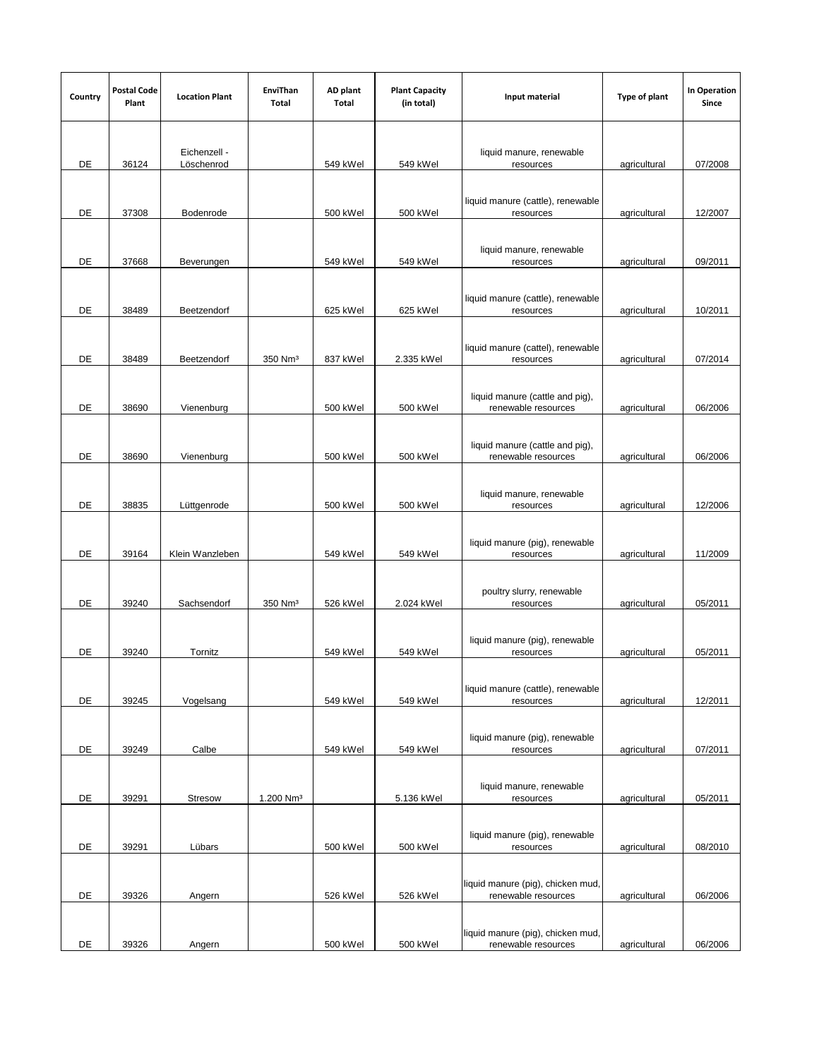| Country | Postal Code Plant | Location Plant | EnviThan Total | AD plant Total | Plant Capacity (in total) | Input material | Type of plant | In Operation Since |
|---|---|---|---|---|---|---|---|---|
| DE | 36124 | Eichenzell - Löschenrod | | 549 kWel | 549 kWel | liquid manure, renewable resources | agricultural | 07/2008 |
| DE | 37308 | Bodenrode | | 500 kWel | 500 kWel | liquid manure (cattle), renewable resources | agricultural | 12/2007 |
| DE | 37668 | Beverungen | | 549 kWel | 549 kWel | liquid manure, renewable resources | agricultural | 09/2011 |
| DE | 38489 | Beetzendorf | | 625 kWel | 625 kWel | liquid manure (cattle), renewable resources | agricultural | 10/2011 |
| DE | 38489 | Beetzendorf | 350 Nm³ | 837 kWel | 2.335 kWel | liquid manure (cattel), renewable resources | agricultural | 07/2014 |
| DE | 38690 | Vienenburg | | 500 kWel | 500 kWel | liquid manure (cattle and pig), renewable resources | agricultural | 06/2006 |
| DE | 38690 | Vienenburg | | 500 kWel | 500 kWel | liquid manure (cattle and pig), renewable resources | agricultural | 06/2006 |
| DE | 38835 | Lüttgenrode | | 500 kWel | 500 kWel | liquid manure, renewable resources | agricultural | 12/2006 |
| DE | 39164 | Klein Wanzleben | | 549 kWel | 549 kWel | liquid manure (pig), renewable resources | agricultural | 11/2009 |
| DE | 39240 | Sachsendorf | 350 Nm³ | 526 kWel | 2.024 kWel | poultry slurry, renewable resources | agricultural | 05/2011 |
| DE | 39240 | Tornitz | | 549 kWel | 549 kWel | liquid manure (pig), renewable resources | agricultural | 05/2011 |
| DE | 39245 | Vogelsang | | 549 kWel | 549 kWel | liquid manure (cattle), renewable resources | agricultural | 12/2011 |
| DE | 39249 | Calbe | | 549 kWel | 549 kWel | liquid manure (pig), renewable resources | agricultural | 07/2011 |
| DE | 39291 | Stresow | 1.200 Nm³ | | 5.136 kWel | liquid manure, renewable resources | agricultural | 05/2011 |
| DE | 39291 | Lübars | | 500 kWel | 500 kWel | liquid manure (pig), renewable resources | agricultural | 08/2010 |
| DE | 39326 | Angern | | 526 kWel | 526 kWel | liquid manure (pig), chicken mud, renewable resources | agricultural | 06/2006 |
| DE | 39326 | Angern | | 500 kWel | 500 kWel | liquid manure (pig), chicken mud, renewable resources | agricultural | 06/2006 |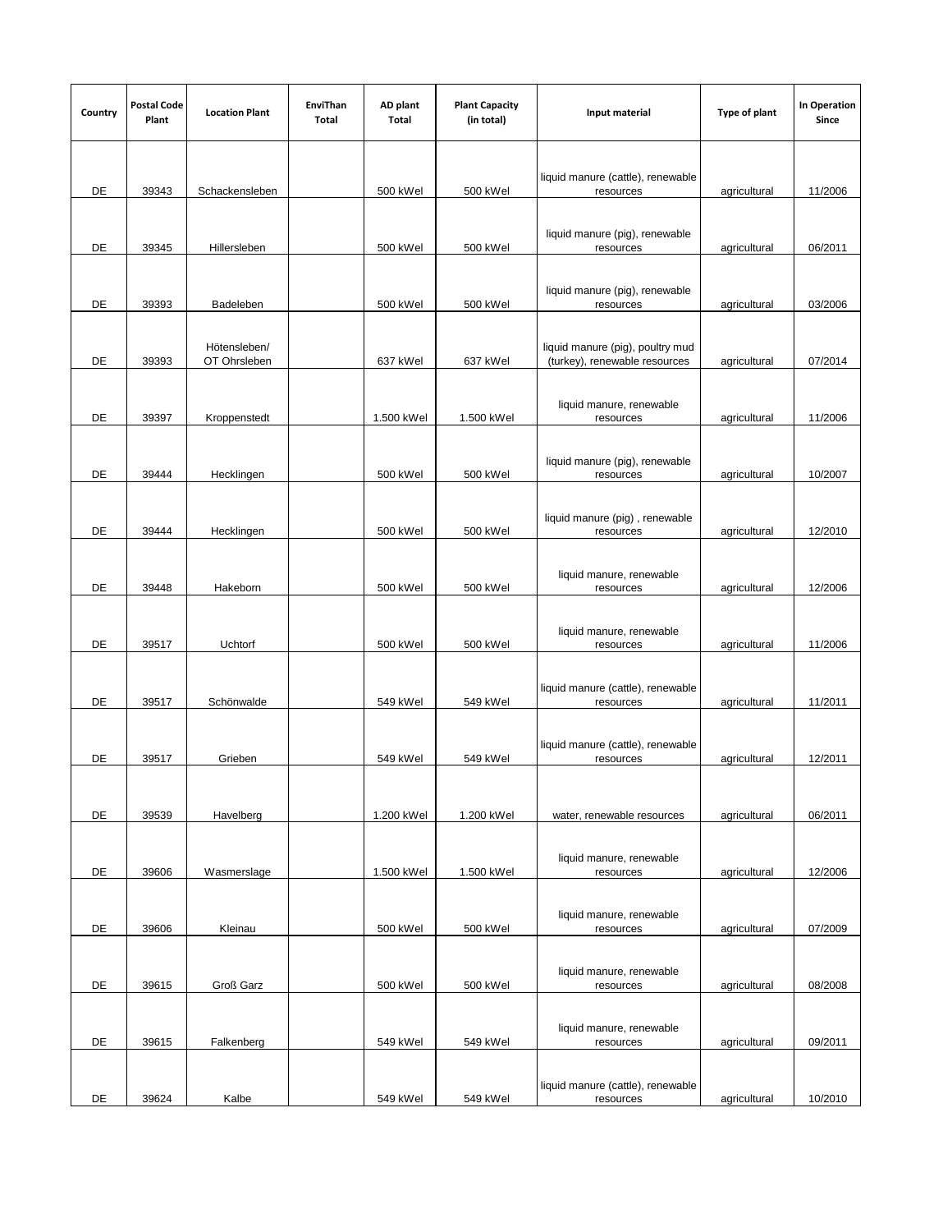| Country | Postal Code Plant | Location Plant | EnviThan Total | AD plant Total | Plant Capacity (in total) | Input material | Type of plant | In Operation Since |
|---|---|---|---|---|---|---|---|---|
| DE | 39343 | Schackensleben | | 500 kWel | 500 kWel | liquid manure (cattle), renewable resources | agricultural | 11/2006 |
| DE | 39345 | Hillersleben | | 500 kWel | 500 kWel | liquid manure (pig), renewable resources | agricultural | 06/2011 |
| DE | 39393 | Badeleben | | 500 kWel | 500 kWel | liquid manure (pig), renewable resources | agricultural | 03/2006 |
| DE | 39393 | Hötensleben/ OT Ohrsleben | | 637 kWel | 637 kWel | liquid manure (pig), poultry mud (turkey), renewable resources | agricultural | 07/2014 |
| DE | 39397 | Kroppenstedt | | 1.500 kWel | 1.500 kWel | liquid manure, renewable resources | agricultural | 11/2006 |
| DE | 39444 | Hecklingen | | 500 kWel | 500 kWel | liquid manure (pig), renewable resources | agricultural | 10/2007 |
| DE | 39444 | Hecklingen | | 500 kWel | 500 kWel | liquid manure (pig) , renewable resources | agricultural | 12/2010 |
| DE | 39448 | Hakeborn | | 500 kWel | 500 kWel | liquid manure, renewable resources | agricultural | 12/2006 |
| DE | 39517 | Uchtorf | | 500 kWel | 500 kWel | liquid manure, renewable resources | agricultural | 11/2006 |
| DE | 39517 | Schönwalde | | 549 kWel | 549 kWel | liquid manure (cattle), renewable resources | agricultural | 11/2011 |
| DE | 39517 | Grieben | | 549 kWel | 549 kWel | liquid manure (cattle), renewable resources | agricultural | 12/2011 |
| DE | 39539 | Havelberg | | 1.200 kWel | 1.200 kWel | water, renewable resources | agricultural | 06/2011 |
| DE | 39606 | Wasmerslage | | 1.500 kWel | 1.500 kWel | liquid manure, renewable resources | agricultural | 12/2006 |
| DE | 39606 | Kleinau | | 500 kWel | 500 kWel | liquid manure, renewable resources | agricultural | 07/2009 |
| DE | 39615 | Groß Garz | | 500 kWel | 500 kWel | liquid manure, renewable resources | agricultural | 08/2008 |
| DE | 39615 | Falkenberg | | 549 kWel | 549 kWel | liquid manure, renewable resources | agricultural | 09/2011 |
| DE | 39624 | Kalbe | | 549 kWel | 549 kWel | liquid manure (cattle), renewable resources | agricultural | 10/2010 |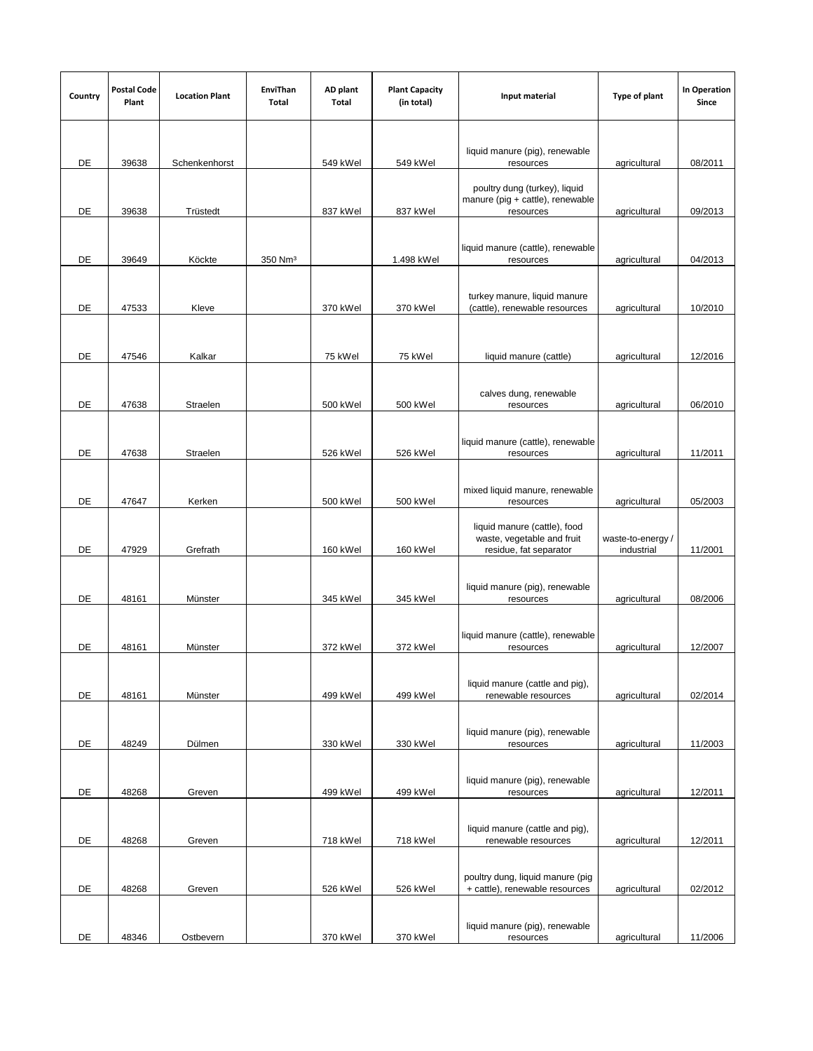| Country | Postal Code Plant | Location Plant | EnviThan Total | AD plant Total | Plant Capacity (in total) | Input material | Type of plant | In Operation Since |
|---|---|---|---|---|---|---|---|---|
| DE | 39638 | Schenkenhorst | | 549 kWel | 549 kWel | liquid manure (pig), renewable resources | agricultural | 08/2011 |
| DE | 39638 | Trüstedt | | 837 kWel | 837 kWel | poultry dung (turkey), liquid manure (pig + cattle), renewable resources | agricultural | 09/2013 |
| DE | 39649 | Köckte | 350 Nm³ | | 1.498 kWel | liquid manure (cattle), renewable resources | agricultural | 04/2013 |
| DE | 47533 | Kleve | | 370 kWel | 370 kWel | turkey manure, liquid manure (cattle), renewable resources | agricultural | 10/2010 |
| DE | 47546 | Kalkar | | 75 kWel | 75 kWel | liquid manure (cattle) | agricultural | 12/2016 |
| DE | 47638 | Straelen | | 500 kWel | 500 kWel | calves dung, renewable resources | agricultural | 06/2010 |
| DE | 47638 | Straelen | | 526 kWel | 526 kWel | liquid manure (cattle), renewable resources | agricultural | 11/2011 |
| DE | 47647 | Kerken | | 500 kWel | 500 kWel | mixed liquid manure, renewable resources | agricultural | 05/2003 |
| DE | 47929 | Grefrath | | 160 kWel | 160 kWel | liquid manure (cattle), food waste, vegetable and fruit residue, fat separator | waste-to-energy / industrial | 11/2001 |
| DE | 48161 | Münster | | 345 kWel | 345 kWel | liquid manure (pig), renewable resources | agricultural | 08/2006 |
| DE | 48161 | Münster | | 372 kWel | 372 kWel | liquid manure (cattle), renewable resources | agricultural | 12/2007 |
| DE | 48161 | Münster | | 499 kWel | 499 kWel | liquid manure (cattle and pig), renewable resources | agricultural | 02/2014 |
| DE | 48249 | Dülmen | | 330 kWel | 330 kWel | liquid manure (pig), renewable resources | agricultural | 11/2003 |
| DE | 48268 | Greven | | 499 kWel | 499 kWel | liquid manure (pig), renewable resources | agricultural | 12/2011 |
| DE | 48268 | Greven | | 718 kWel | 718 kWel | liquid manure (cattle and pig), renewable resources | agricultural | 12/2011 |
| DE | 48268 | Greven | | 526 kWel | 526 kWel | poultry dung, liquid manure (pig + cattle), renewable resources | agricultural | 02/2012 |
| DE | 48346 | Ostbevern | | 370 kWel | 370 kWel | liquid manure (pig), renewable resources | agricultural | 11/2006 |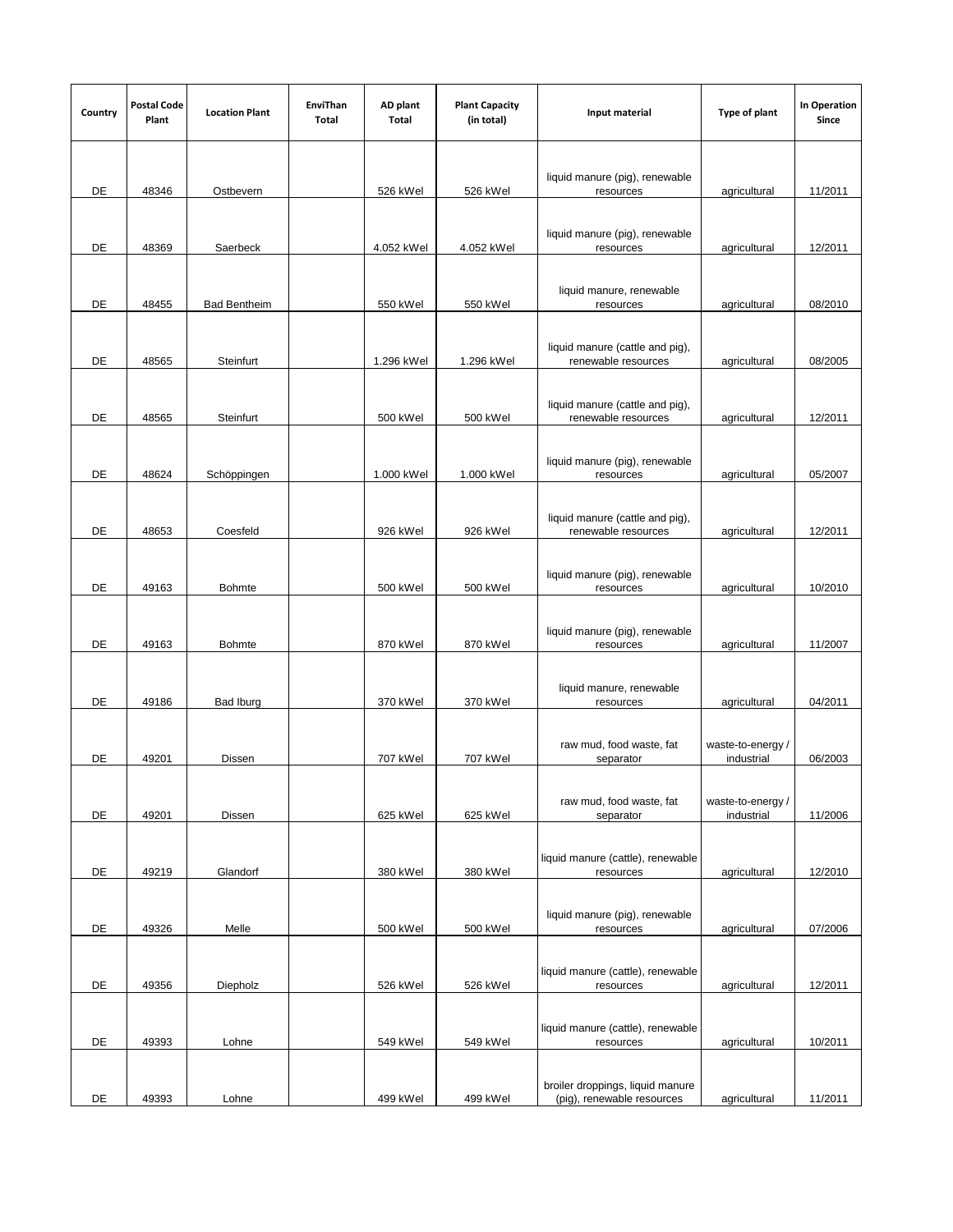| Country | Postal Code Plant | Location Plant | EnviThan Total | AD plant Total | Plant Capacity (in total) | Input material | Type of plant | In Operation Since |
|---|---|---|---|---|---|---|---|---|
| DE | 48346 | Ostbevern | | 526 kWel | 526 kWel | liquid manure (pig), renewable resources | agricultural | 11/2011 |
| DE | 48369 | Saerbeck | | 4.052 kWel | 4.052 kWel | liquid manure (pig), renewable resources | agricultural | 12/2011 |
| DE | 48455 | Bad Bentheim | | 550 kWel | 550 kWel | liquid manure, renewable resources | agricultural | 08/2010 |
| DE | 48565 | Steinfurt | | 1.296 kWel | 1.296 kWel | liquid manure (cattle and pig), renewable resources | agricultural | 08/2005 |
| DE | 48565 | Steinfurt | | 500 kWel | 500 kWel | liquid manure (cattle and pig), renewable resources | agricultural | 12/2011 |
| DE | 48624 | Schöppingen | | 1.000 kWel | 1.000 kWel | liquid manure (pig), renewable resources | agricultural | 05/2007 |
| DE | 48653 | Coesfeld | | 926 kWel | 926 kWel | liquid manure (cattle and pig), renewable resources | agricultural | 12/2011 |
| DE | 49163 | Bohmte | | 500 kWel | 500 kWel | liquid manure (pig), renewable resources | agricultural | 10/2010 |
| DE | 49163 | Bohmte | | 870 kWel | 870 kWel | liquid manure (pig), renewable resources | agricultural | 11/2007 |
| DE | 49186 | Bad Iburg | | 370 kWel | 370 kWel | liquid manure, renewable resources | agricultural | 04/2011 |
| DE | 49201 | Dissen | | 707 kWel | 707 kWel | raw mud, food waste, fat separator | waste-to-energy / industrial | 06/2003 |
| DE | 49201 | Dissen | | 625 kWel | 625 kWel | raw mud, food waste, fat separator | waste-to-energy / industrial | 11/2006 |
| DE | 49219 | Glandorf | | 380 kWel | 380 kWel | liquid manure (cattle), renewable resources | agricultural | 12/2010 |
| DE | 49326 | Melle | | 500 kWel | 500 kWel | liquid manure (pig), renewable resources | agricultural | 07/2006 |
| DE | 49356 | Diepholz | | 526 kWel | 526 kWel | liquid manure (cattle), renewable resources | agricultural | 12/2011 |
| DE | 49393 | Lohne | | 549 kWel | 549 kWel | liquid manure (cattle), renewable resources | agricultural | 10/2011 |
| DE | 49393 | Lohne | | 499 kWel | 499 kWel | broiler droppings, liquid manure (pig), renewable resources | agricultural | 11/2011 |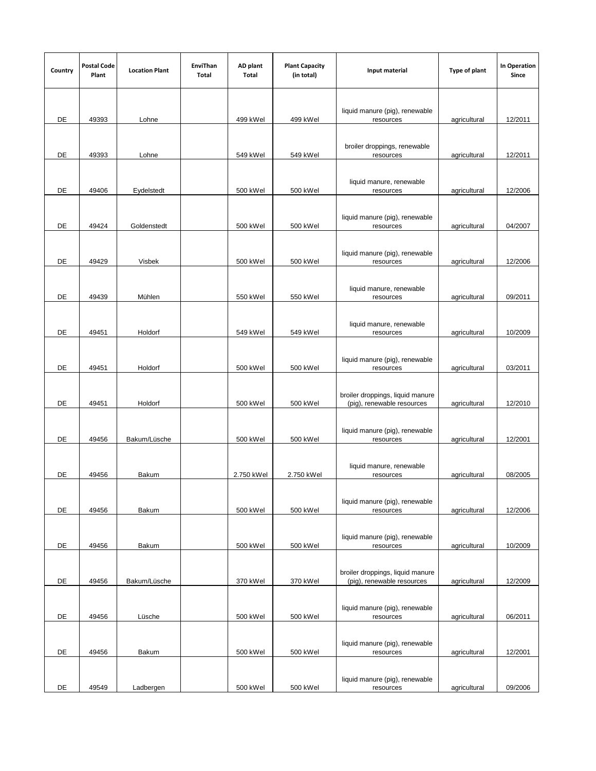| Country | Postal Code Plant | Location Plant | EnviThan Total | AD plant Total | Plant Capacity (in total) | Input material | Type of plant | In Operation Since |
|---|---|---|---|---|---|---|---|---|
| DE | 49393 | Lohne | | 499 kWel | 499 kWel | liquid manure (pig), renewable resources | agricultural | 12/2011 |
| DE | 49393 | Lohne | | 549 kWel | 549 kWel | broiler droppings, renewable resources | agricultural | 12/2011 |
| DE | 49406 | Eydelstedt | | 500 kWel | 500 kWel | liquid manure, renewable resources | agricultural | 12/2006 |
| DE | 49424 | Goldenstedt | | 500 kWel | 500 kWel | liquid manure (pig), renewable resources | agricultural | 04/2007 |
| DE | 49429 | Visbek | | 500 kWel | 500 kWel | liquid manure (pig), renewable resources | agricultural | 12/2006 |
| DE | 49439 | Mühlen | | 550 kWel | 550 kWel | liquid manure, renewable resources | agricultural | 09/2011 |
| DE | 49451 | Holdorf | | 549 kWel | 549 kWel | liquid manure, renewable resources | agricultural | 10/2009 |
| DE | 49451 | Holdorf | | 500 kWel | 500 kWel | liquid manure (pig), renewable resources | agricultural | 03/2011 |
| DE | 49451 | Holdorf | | 500 kWel | 500 kWel | broiler droppings, liquid manure (pig), renewable resources | agricultural | 12/2010 |
| DE | 49456 | Bakum/Lüsche | | 500 kWel | 500 kWel | liquid manure (pig), renewable resources | agricultural | 12/2001 |
| DE | 49456 | Bakum | | 2.750 kWel | 2.750 kWel | liquid manure, renewable resources | agricultural | 08/2005 |
| DE | 49456 | Bakum | | 500 kWel | 500 kWel | liquid manure (pig), renewable resources | agricultural | 12/2006 |
| DE | 49456 | Bakum | | 500 kWel | 500 kWel | liquid manure (pig), renewable resources | agricultural | 10/2009 |
| DE | 49456 | Bakum/Lüsche | | 370 kWel | 370 kWel | broiler droppings, liquid manure (pig), renewable resources | agricultural | 12/2009 |
| DE | 49456 | Lüsche | | 500 kWel | 500 kWel | liquid manure (pig), renewable resources | agricultural | 06/2011 |
| DE | 49456 | Bakum | | 500 kWel | 500 kWel | liquid manure (pig), renewable resources | agricultural | 12/2001 |
| DE | 49549 | Ladbergen | | 500 kWel | 500 kWel | liquid manure (pig), renewable resources | agricultural | 09/2006 |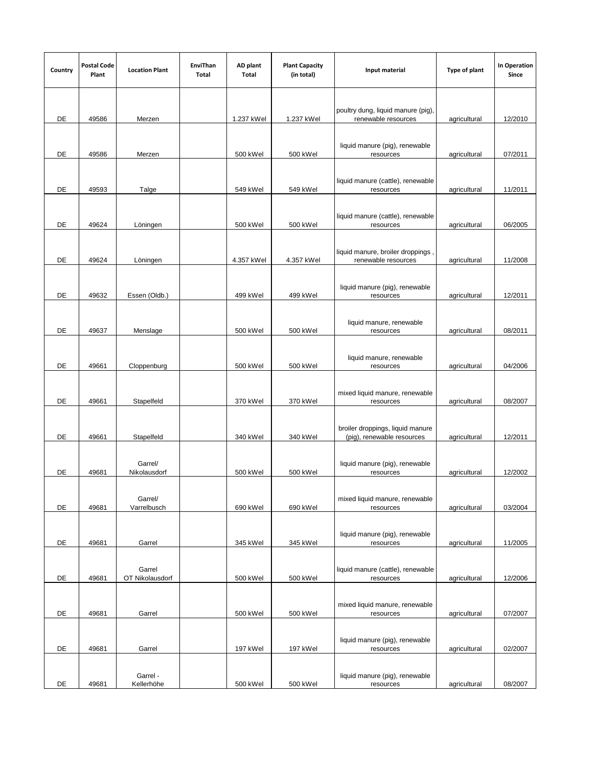| Country | Postal Code Plant | Location Plant | EnviThan Total | AD plant Total | Plant Capacity (in total) | Input material | Type of plant | In Operation Since |
|---|---|---|---|---|---|---|---|---|
| DE | 49586 | Merzen | | 1.237 kWel | 1.237 kWel | poultry dung, liquid manure (pig), renewable resources | agricultural | 12/2010 |
| DE | 49586 | Merzen | | 500 kWel | 500 kWel | liquid manure (pig), renewable resources | agricultural | 07/2011 |
| DE | 49593 | Talge | | 549 kWel | 549 kWel | liquid manure (cattle), renewable resources | agricultural | 11/2011 |
| DE | 49624 | Löningen | | 500 kWel | 500 kWel | liquid manure (cattle), renewable resources | agricultural | 06/2005 |
| DE | 49624 | Löningen | | 4.357 kWel | 4.357 kWel | liquid manure, broiler droppings , renewable resources | agricultural | 11/2008 |
| DE | 49632 | Essen (Oldb.) | | 499 kWel | 499 kWel | liquid manure (pig), renewable resources | agricultural | 12/2011 |
| DE | 49637 | Menslage | | 500 kWel | 500 kWel | liquid manure, renewable resources | agricultural | 08/2011 |
| DE | 49661 | Cloppenburg | | 500 kWel | 500 kWel | liquid manure, renewable resources | agricultural | 04/2006 |
| DE | 49661 | Stapelfeld | | 370 kWel | 370 kWel | mixed liquid manure, renewable resources | agricultural | 08/2007 |
| DE | 49661 | Stapelfeld | | 340 kWel | 340 kWel | broiler droppings, liquid manure (pig), renewable resources | agricultural | 12/2011 |
| DE | 49681 | Garrel/ Nikolausdorf | | 500 kWel | 500 kWel | liquid manure (pig), renewable resources | agricultural | 12/2002 |
| DE | 49681 | Garrel/ Varrelbusch | | 690 kWel | 690 kWel | mixed liquid manure, renewable resources | agricultural | 03/2004 |
| DE | 49681 | Garrel | | 345 kWel | 345 kWel | liquid manure (pig), renewable resources | agricultural | 11/2005 |
| DE | 49681 | Garrel OT Nikolausdorf | | 500 kWel | 500 kWel | liquid manure (cattle), renewable resources | agricultural | 12/2006 |
| DE | 49681 | Garrel | | 500 kWel | 500 kWel | mixed liquid manure, renewable resources | agricultural | 07/2007 |
| DE | 49681 | Garrel | | 197 kWel | 197 kWel | liquid manure (pig), renewable resources | agricultural | 02/2007 |
| DE | 49681 | Garrel - Kellerhöhe | | 500 kWel | 500 kWel | liquid manure (pig), renewable resources | agricultural | 08/2007 |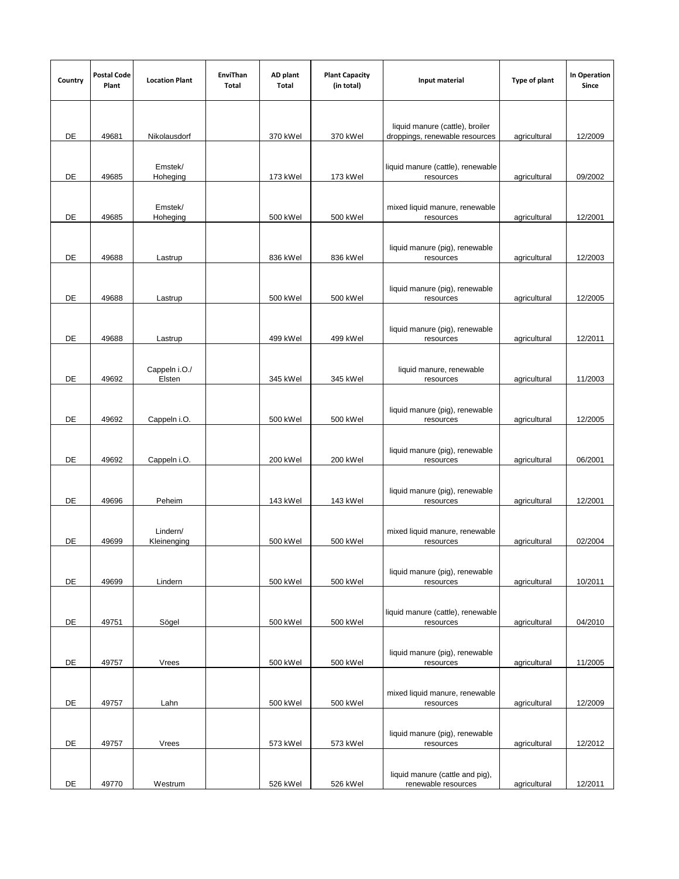| Country | Postal Code Plant | Location Plant | EnviThan Total | AD plant Total | Plant Capacity (in total) | Input material | Type of plant | In Operation Since |
|---|---|---|---|---|---|---|---|---|
| DE | 49681 | Nikolausdorf | | 370 kWel | 370 kWel | liquid manure (cattle), broiler droppings, renewable resources | agricultural | 12/2009 |
| DE | 49685 | Emstek/ Hoheging | | 173 kWel | 173 kWel | liquid manure (cattle), renewable resources | agricultural | 09/2002 |
| DE | 49685 | Emstek/ Hoheging | | 500 kWel | 500 kWel | mixed liquid manure, renewable resources | agricultural | 12/2001 |
| DE | 49688 | Lastrup | | 836 kWel | 836 kWel | liquid manure (pig), renewable resources | agricultural | 12/2003 |
| DE | 49688 | Lastrup | | 500 kWel | 500 kWel | liquid manure (pig), renewable resources | agricultural | 12/2005 |
| DE | 49688 | Lastrup | | 499 kWel | 499 kWel | liquid manure (pig), renewable resources | agricultural | 12/2011 |
| DE | 49692 | Cappeln i.O./ Elsten | | 345 kWel | 345 kWel | liquid manure, renewable resources | agricultural | 11/2003 |
| DE | 49692 | Cappeln i.O. | | 500 kWel | 500 kWel | liquid manure (pig), renewable resources | agricultural | 12/2005 |
| DE | 49692 | Cappeln i.O. | | 200 kWel | 200 kWel | liquid manure (pig), renewable resources | agricultural | 06/2001 |
| DE | 49696 | Peheim | | 143 kWel | 143 kWel | liquid manure (pig), renewable resources | agricultural | 12/2001 |
| DE | 49699 | Lindern/ Kleinenging | | 500 kWel | 500 kWel | mixed liquid manure, renewable resources | agricultural | 02/2004 |
| DE | 49699 | Lindern | | 500 kWel | 500 kWel | liquid manure (pig), renewable resources | agricultural | 10/2011 |
| DE | 49751 | Sögel | | 500 kWel | 500 kWel | liquid manure (cattle), renewable resources | agricultural | 04/2010 |
| DE | 49757 | Vrees | | 500 kWel | 500 kWel | liquid manure (pig), renewable resources | agricultural | 11/2005 |
| DE | 49757 | Lahn | | 500 kWel | 500 kWel | mixed liquid manure, renewable resources | agricultural | 12/2009 |
| DE | 49757 | Vrees | | 573 kWel | 573 kWel | liquid manure (pig), renewable resources | agricultural | 12/2012 |
| DE | 49770 | Westrum | | 526 kWel | 526 kWel | liquid manure (cattle and pig), renewable resources | agricultural | 12/2011 |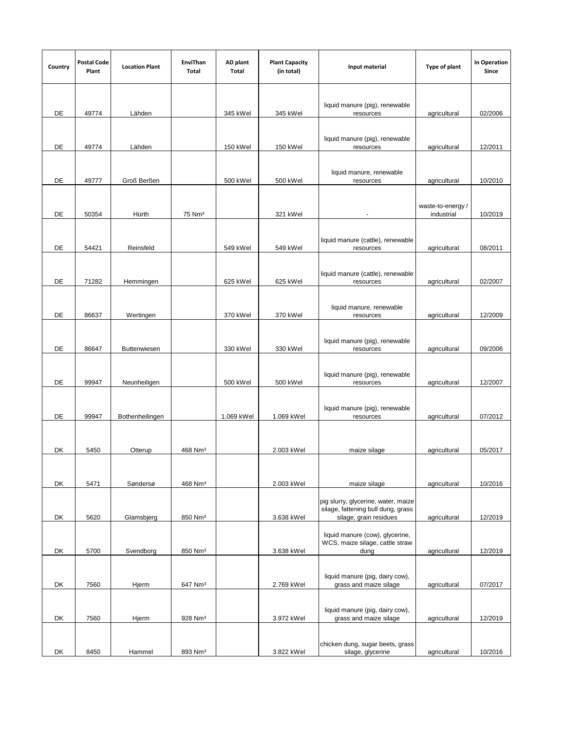| Country | Postal Code Plant | Location Plant | EnviThan Total | AD plant Total | Plant Capacity (in total) | Input material | Type of plant | In Operation Since |
|---|---|---|---|---|---|---|---|---|
| DE | 49774 | Lähden | | 345 kWel | 345 kWel | liquid manure (pig), renewable resources | agricultural | 02/2006 |
| DE | 49774 | Lähden | | 150 kWel | 150 kWel | liquid manure (pig), renewable resources | agricultural | 12/2011 |
| DE | 49777 | Groß Berßen | | 500 kWel | 500 kWel | liquid manure, renewable resources | agricultural | 10/2010 |
| DE | 50354 | Hürth | 75 Nm³ | | 321 kWel | - | waste-to-energy / industrial | 10/2019 |
| DE | 54421 | Reinsfeld | | 549 kWel | 549 kWel | liquid manure (cattle), renewable resources | agricultural | 08/2011 |
| DE | 71282 | Hemmingen | | 625 kWel | 625 kWel | liquid manure (cattle), renewable resources | agricultural | 02/2007 |
| DE | 86637 | Wertingen | | 370 kWel | 370 kWel | liquid manure, renewable resources | agricultural | 12/2009 |
| DE | 86647 | Buttenwiesen | | 330 kWel | 330 kWel | liquid manure (pig), renewable resources | agricultural | 09/2006 |
| DE | 99947 | Neunheiligen | | 500 kWel | 500 kWel | liquid manure (pig), renewable resources | agricultural | 12/2007 |
| DE | 99947 | Bothenheilingen | | 1.069 kWel | 1.069 kWel | liquid manure (pig), renewable resources | agricultural | 07/2012 |
| DK | 5450 | Otterup | 468 Nm³ | | 2.003 kWel | maize silage | agricultural | 05/2017 |
| DK | 5471 | Søndersø | 468 Nm³ | | 2.003 kWel | maize silage | agricultural | 10/2016 |
| DK | 5620 | Glamsbjerg | 850 Nm³ | | 3.638 kWel | pig slurry, glycerine, water, maize silage, fattening bull dung, grass silage, grain residues | agricultural | 12/2019 |
| DK | 5700 | Svendborg | 850 Nm³ | | 3.638 kWel | liquid manure (cow), glycerine, WCS, maize silage, cattle straw dung | agricultural | 12/2019 |
| DK | 7560 | Hjerm | 647 Nm³ | | 2.769 kWel | liquid manure (pig, dairy cow), grass and maize silage | agricultural | 07/2017 |
| DK | 7560 | Hjerm | 928 Nm³ | | 3.972 kWel | liquid manure (pig, dairy cow), grass and maize silage | agricultural | 12/2019 |
| DK | 8450 | Hammel | 893 Nm³ | | 3.822 kWel | chicken dung, sugar beets, grass silage, glycerine | agricultural | 10/2016 |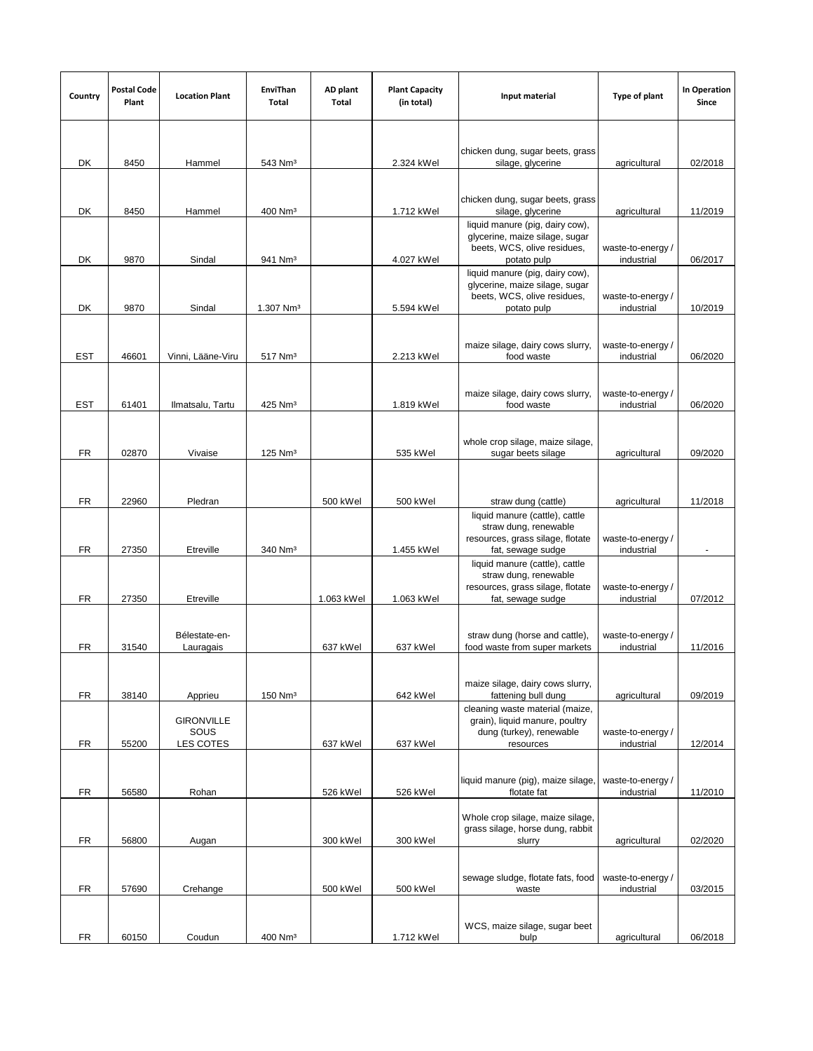| Country | Postal Code Plant | Location Plant | EnviThan Total | AD plant Total | Plant Capacity (in total) | Input material | Type of plant | In Operation Since |
|---|---|---|---|---|---|---|---|---|
| DK | 8450 | Hammel | 543 Nm³ | | 2.324 kWel | chicken dung, sugar beets, grass silage, glycerine | agricultural | 02/2018 |
| DK | 8450 | Hammel | 400 Nm³ | | 1.712 kWel | chicken dung, sugar beets, grass silage, glycerine | agricultural | 11/2019 |
| DK | 9870 | Sindal | 941 Nm³ | | 4.027 kWel | liquid manure (pig, dairy cow), glycerine, maize silage, sugar beets, WCS, olive residues, potato pulp | waste-to-energy / industrial | 06/2017 |
| DK | 9870 | Sindal | 1.307 Nm³ | | 5.594 kWel | liquid manure (pig, dairy cow), glycerine, maize silage, sugar beets, WCS, olive residues, potato pulp | waste-to-energy / industrial | 10/2019 |
| EST | 46601 | Vinni, Lääne-Viru | 517 Nm³ | | 2.213 kWel | maize silage, dairy cows slurry, food waste | waste-to-energy / industrial | 06/2020 |
| EST | 61401 | Ilmatsalu, Tartu | 425 Nm³ | | 1.819 kWel | maize silage, dairy cows slurry, food waste | waste-to-energy / industrial | 06/2020 |
| FR | 02870 | Vivaise | 125 Nm³ | | 535 kWel | whole crop silage, maize silage, sugar beets silage | agricultural | 09/2020 |
| FR | 22960 | Pledran | | 500 kWel | 500 kWel | straw dung (cattle) | agricultural | 11/2018 |
| FR | 27350 | Etreville | 340 Nm³ | | 1.455 kWel | liquid manure (cattle), cattle straw dung, renewable resources, grass silage, flotate fat, sewage sudge | waste-to-energy / industrial | - |
| FR | 27350 | Etreville | | 1.063 kWel | 1.063 kWel | liquid manure (cattle), cattle straw dung, renewable resources, grass silage, flotate fat, sewage sudge | waste-to-energy / industrial | 07/2012 |
| FR | 31540 | Bélestate-en-Lauragais | | 637 kWel | 637 kWel | straw dung (horse and cattle), food waste from super markets | waste-to-energy / industrial | 11/2016 |
| FR | 38140 | Apprieu | 150 Nm³ | | 642 kWel | maize silage, dairy cows slurry, fattening bull dung | agricultural | 09/2019 |
| FR | 55200 | GIRONVILLE SOUS LES COTES | | 637 kWel | 637 kWel | cleaning waste material (maize, grain), liquid manure, poultry dung (turkey), renewable resources | waste-to-energy / industrial | 12/2014 |
| FR | 56580 | Rohan | | 526 kWel | 526 kWel | liquid manure (pig), maize silage, flotate fat | waste-to-energy / industrial | 11/2010 |
| FR | 56800 | Augan | | 300 kWel | 300 kWel | Whole crop silage, maize silage, grass silage, horse dung, rabbit slurry | agricultural | 02/2020 |
| FR | 57690 | Crehange | | 500 kWel | 500 kWel | sewage sludge, flotate fats, food waste | waste-to-energy / industrial | 03/2015 |
| FR | 60150 | Coudun | 400 Nm³ | | 1.712 kWel | WCS, maize silage, sugar beet bulp | agricultural | 06/2018 |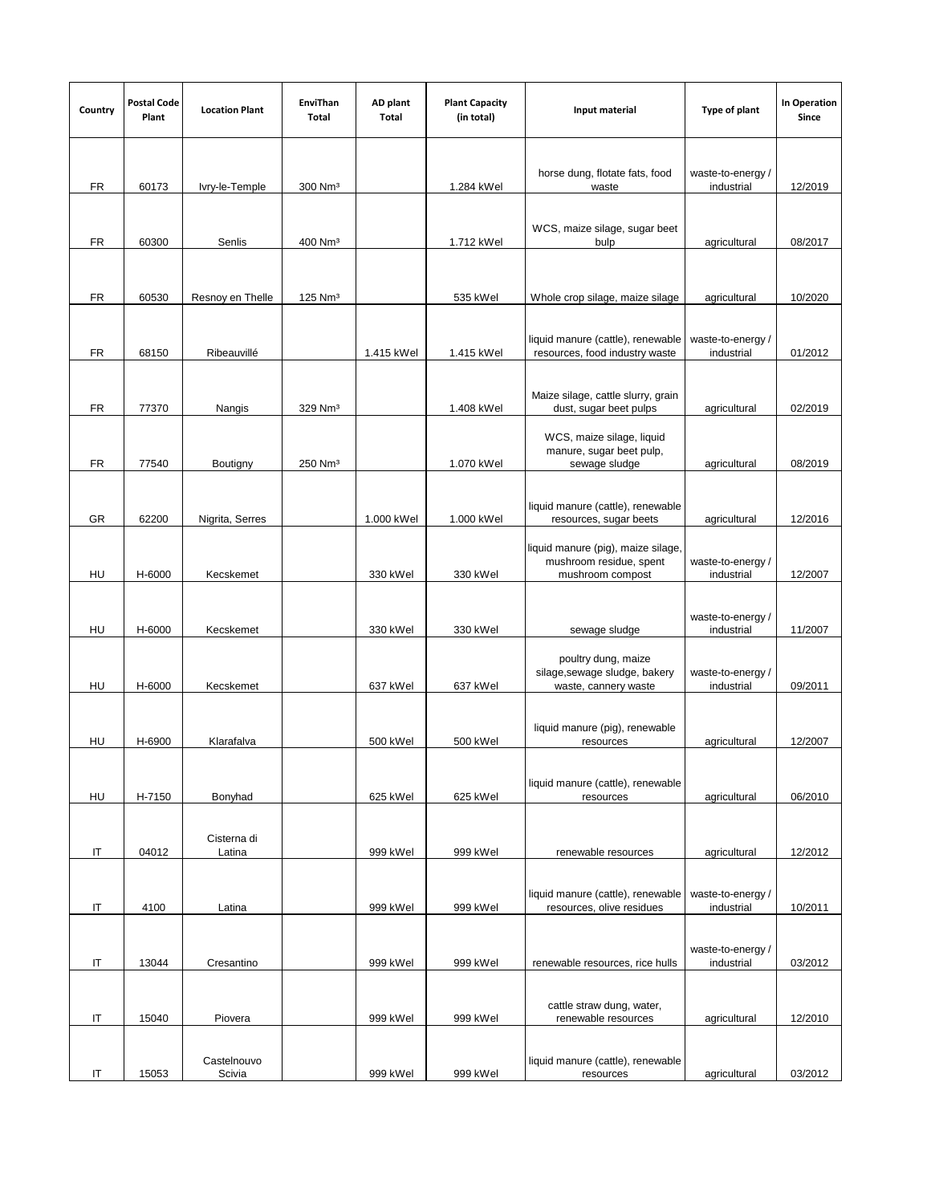| Country | Postal Code Plant | Location Plant | EnviThan Total | AD plant Total | Plant Capacity (in total) | Input material | Type of plant | In Operation Since |
|---|---|---|---|---|---|---|---|---|
| FR | 60173 | Ivry-le-Temple | 300 Nm³ | | 1.284 kWel | horse dung, flotate fats, food waste | waste-to-energy / industrial | 12/2019 |
| FR | 60300 | Senlis | 400 Nm³ | | 1.712 kWel | WCS, maize silage, sugar beet bulp | agricultural | 08/2017 |
| FR | 60530 | Resnoy en Thelle | 125 Nm³ | | 535 kWel | Whole crop silage, maize silage | agricultural | 10/2020 |
| FR | 68150 | Ribeauvillé | | 1.415 kWel | 1.415 kWel | liquid manure (cattle), renewable resources, food industry waste | waste-to-energy / industrial | 01/2012 |
| FR | 77370 | Nangis | 329 Nm³ | | 1.408 kWel | Maize silage, cattle slurry, grain dust, sugar beet pulps | agricultural | 02/2019 |
| FR | 77540 | Boutigny | 250 Nm³ | | 1.070 kWel | WCS, maize silage, liquid manure, sugar beet pulp, sewage sludge | agricultural | 08/2019 |
| GR | 62200 | Nigrita, Serres | | 1.000 kWel | 1.000 kWel | liquid manure (cattle), renewable resources, sugar beets | agricultural | 12/2016 |
| HU | H-6000 | Kecskemet | | 330 kWel | 330 kWel | liquid manure (pig), maize silage, mushroom residue, spent mushroom compost | waste-to-energy / industrial | 12/2007 |
| HU | H-6000 | Kecskemet | | 330 kWel | 330 kWel | sewage sludge | waste-to-energy / industrial | 11/2007 |
| HU | H-6000 | Kecskemet | | 637 kWel | 637 kWel | poultry dung, maize silage,sewage sludge, bakery waste, cannery waste | waste-to-energy / industrial | 09/2011 |
| HU | H-6900 | Klarafalva | | 500 kWel | 500 kWel | liquid manure (pig), renewable resources | agricultural | 12/2007 |
| HU | H-7150 | Bonyhad | | 625 kWel | 625 kWel | liquid manure (cattle), renewable resources | agricultural | 06/2010 |
| IT | 04012 | Cisterna di Latina | | 999 kWel | 999 kWel | renewable resources | agricultural | 12/2012 |
| IT | 4100 | Latina | | 999 kWel | 999 kWel | liquid manure (cattle), renewable resources, olive residues | waste-to-energy / industrial | 10/2011 |
| IT | 13044 | Cresantino | | 999 kWel | 999 kWel | renewable resources, rice hulls | waste-to-energy / industrial | 03/2012 |
| IT | 15040 | Piovera | | 999 kWel | 999 kWel | cattle straw dung, water, renewable resources | agricultural | 12/2010 |
| IT | 15053 | Castelnouvo Scivia | | 999 kWel | 999 kWel | liquid manure (cattle), renewable resources | agricultural | 03/2012 |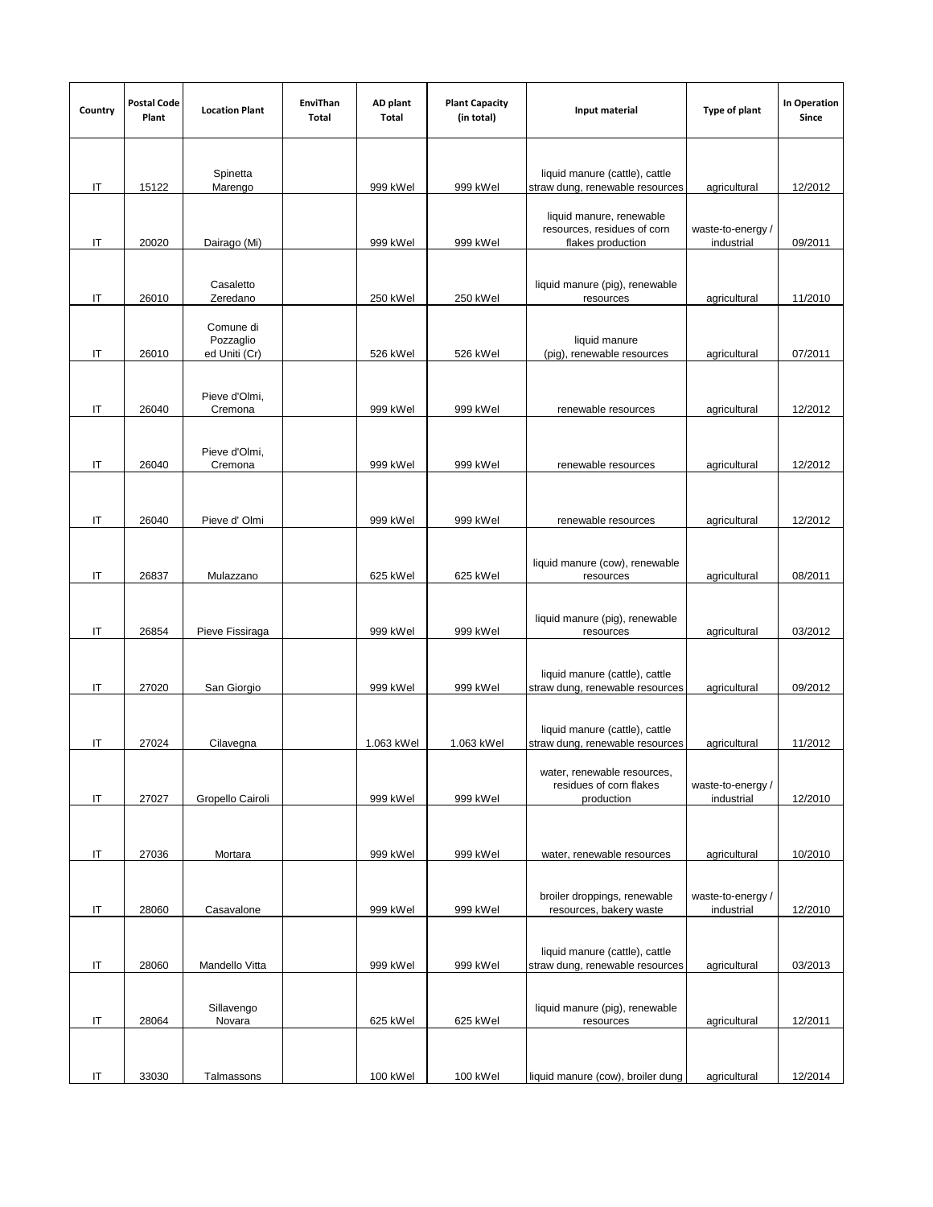| Country | Postal Code Plant | Location Plant | EnviThan Total | AD plant Total | Plant Capacity (in total) | Input material | Type of plant | In Operation Since |
|---|---|---|---|---|---|---|---|---|
| IT | 15122 | Spinetta Marengo | | 999 kWel | 999 kWel | liquid manure (cattle), cattle straw dung, renewable resources | agricultural | 12/2012 |
| IT | 20020 | Dairago (Mi) | | 999 kWel | 999 kWel | liquid manure, renewable resources, residues of corn flakes production | waste-to-energy / industrial | 09/2011 |
| IT | 26010 | Casaletto Zeredano | | 250 kWel | 250 kWel | liquid manure (pig), renewable resources | agricultural | 11/2010 |
| IT | 26010 | Comune di Pozzaglio ed Uniti (Cr) | | 526 kWel | 526 kWel | liquid manure (pig), renewable resources | agricultural | 07/2011 |
| IT | 26040 | Pieve d'Olmi, Cremona | | 999 kWel | 999 kWel | renewable resources | agricultural | 12/2012 |
| IT | 26040 | Pieve d'Olmi, Cremona | | 999 kWel | 999 kWel | renewable resources | agricultural | 12/2012 |
| IT | 26040 | Pieve d' Olmi | | 999 kWel | 999 kWel | renewable resources | agricultural | 12/2012 |
| IT | 26837 | Mulazzano | | 625 kWel | 625 kWel | liquid manure (cow), renewable resources | agricultural | 08/2011 |
| IT | 26854 | Pieve Fissiraga | | 999 kWel | 999 kWel | liquid manure (pig), renewable resources | agricultural | 03/2012 |
| IT | 27020 | San Giorgio | | 999 kWel | 999 kWel | liquid manure (cattle), cattle straw dung, renewable resources | agricultural | 09/2012 |
| IT | 27024 | Cilavegna | | 1.063 kWel | 1.063 kWel | liquid manure (cattle), cattle straw dung, renewable resources | agricultural | 11/2012 |
| IT | 27027 | Gropello Cairoli | | 999 kWel | 999 kWel | water, renewable resources, residues of corn flakes production | waste-to-energy / industrial | 12/2010 |
| IT | 27036 | Mortara | | 999 kWel | 999 kWel | water, renewable resources | agricultural | 10/2010 |
| IT | 28060 | Casavalone | | 999 kWel | 999 kWel | broiler droppings, renewable resources, bakery waste | waste-to-energy / industrial | 12/2010 |
| IT | 28060 | Mandello Vitta | | 999 kWel | 999 kWel | liquid manure (cattle), cattle straw dung, renewable resources | agricultural | 03/2013 |
| IT | 28064 | Sillavengo Novara | | 625 kWel | 625 kWel | liquid manure (pig), renewable resources | agricultural | 12/2011 |
| IT | 33030 | Talmassons | | 100 kWel | 100 kWel | liquid manure (cow), broiler dung | agricultural | 12/2014 |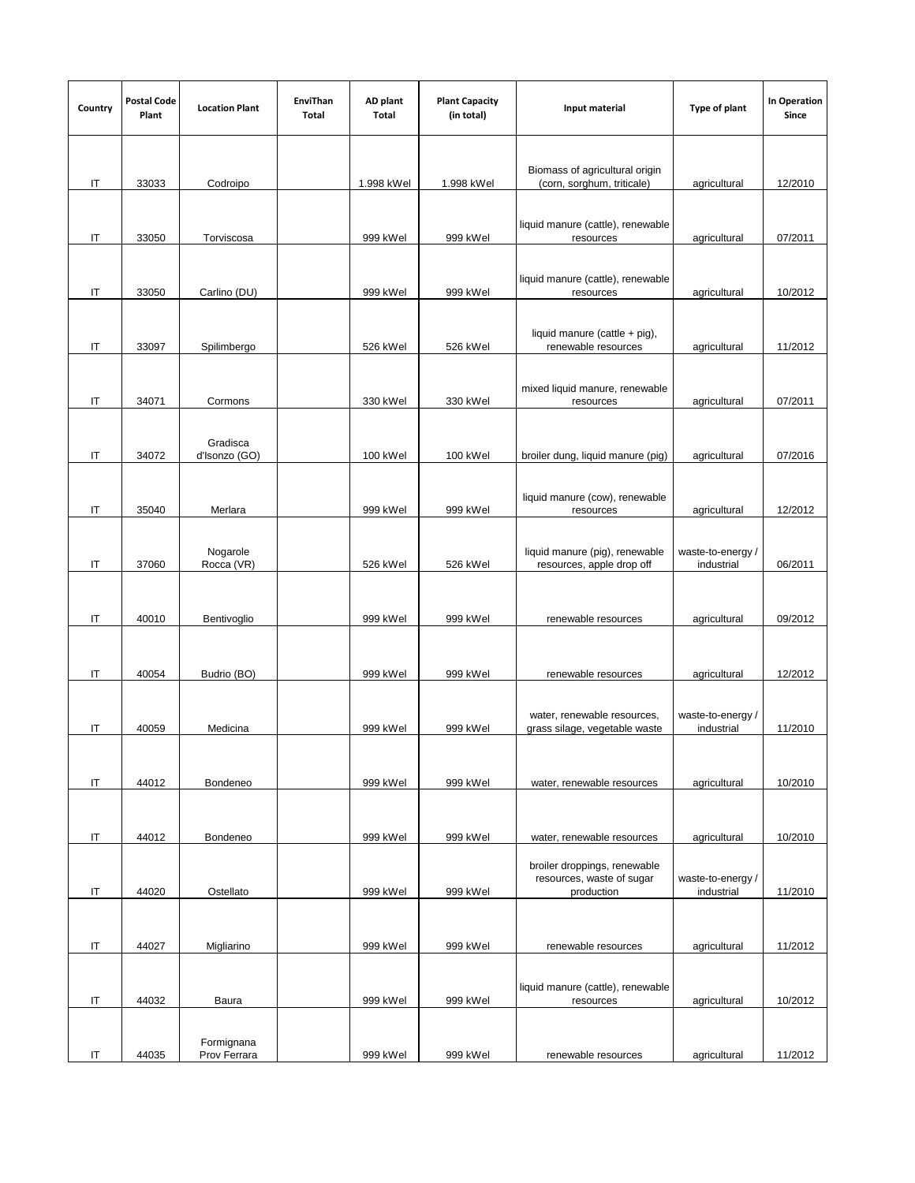| Country | Postal Code Plant | Location Plant | EnviThan Total | AD plant Total | Plant Capacity (in total) | Input material | Type of plant | In Operation Since |
|---|---|---|---|---|---|---|---|---|
| IT | 33033 | Codroipo | | 1.998 kWel | 1.998 kWel | Biomass of agricultural origin (corn, sorghum, triticale) | agricultural | 12/2010 |
| IT | 33050 | Torviscosa | | 999 kWel | 999 kWel | liquid manure (cattle), renewable resources | agricultural | 07/2011 |
| IT | 33050 | Carlino (DU) | | 999 kWel | 999 kWel | liquid manure (cattle), renewable resources | agricultural | 10/2012 |
| IT | 33097 | Spilimbergo | | 526 kWel | 526 kWel | liquid manure (cattle + pig), renewable resources | agricultural | 11/2012 |
| IT | 34071 | Cormons | | 330 kWel | 330 kWel | mixed liquid manure, renewable resources | agricultural | 07/2011 |
| IT | 34072 | Gradisca d'Isonzo (GO) | | 100 kWel | 100 kWel | broiler dung, liquid manure (pig) | agricultural | 07/2016 |
| IT | 35040 | Merlara | | 999 kWel | 999 kWel | liquid manure (cow), renewable resources | agricultural | 12/2012 |
| IT | 37060 | Nogarole Rocca (VR) | | 526 kWel | 526 kWel | liquid manure (pig), renewable resources, apple drop off | waste-to-energy / industrial | 06/2011 |
| IT | 40010 | Bentivoglio | | 999 kWel | 999 kWel | renewable resources | agricultural | 09/2012 |
| IT | 40054 | Budrio (BO) | | 999 kWel | 999 kWel | renewable resources | agricultural | 12/2012 |
| IT | 40059 | Medicina | | 999 kWel | 999 kWel | water, renewable resources, grass silage, vegetable waste | waste-to-energy / industrial | 11/2010 |
| IT | 44012 | Bondeneo | | 999 kWel | 999 kWel | water, renewable resources | agricultural | 10/2010 |
| IT | 44012 | Bondeneo | | 999 kWel | 999 kWel | water, renewable resources | agricultural | 10/2010 |
| IT | 44020 | Ostellato | | 999 kWel | 999 kWel | broiler droppings, renewable resources, waste of sugar production | waste-to-energy / industrial | 11/2010 |
| IT | 44027 | Migliarino | | 999 kWel | 999 kWel | renewable resources | agricultural | 11/2012 |
| IT | 44032 | Baura | | 999 kWel | 999 kWel | liquid manure (cattle), renewable resources | agricultural | 10/2012 |
| IT | 44035 | Formignana Prov Ferrara | | 999 kWel | 999 kWel | renewable resources | agricultural | 11/2012 |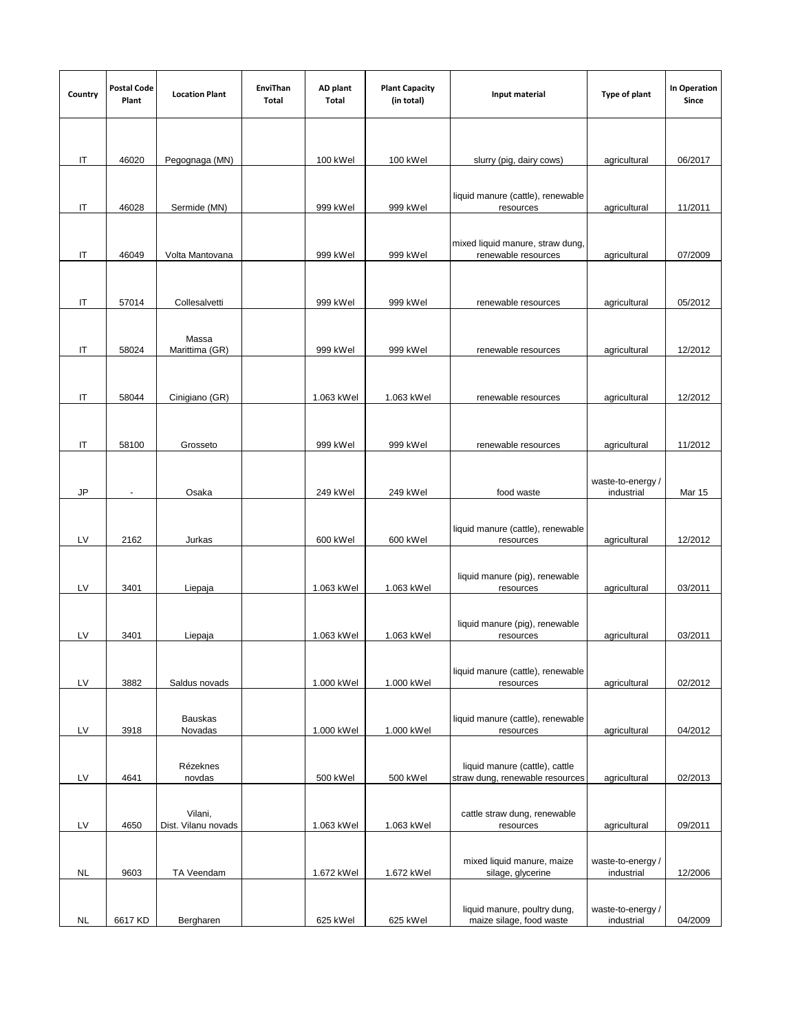| Country | Postal Code Plant | Location Plant | EnviThan Total | AD plant Total | Plant Capacity (in total) | Input material | Type of plant | In Operation Since |
|---|---|---|---|---|---|---|---|---|
| IT | 46020 | Pegognaga (MN) | | 100 kWel | 100 kWel | slurry (pig, dairy cows) | agricultural | 06/2017 |
| IT | 46028 | Sermide (MN) | | 999 kWel | 999 kWel | liquid manure (cattle), renewable resources | agricultural | 11/2011 |
| IT | 46049 | Volta Mantovana | | 999 kWel | 999 kWel | mixed liquid manure, straw dung, renewable resources | agricultural | 07/2009 |
| IT | 57014 | Collesalvetti | | 999 kWel | 999 kWel | renewable resources | agricultural | 05/2012 |
| IT | 58024 | Massa Marittima (GR) | | 999 kWel | 999 kWel | renewable resources | agricultural | 12/2012 |
| IT | 58044 | Cinigiano (GR) | | 1.063 kWel | 1.063 kWel | renewable resources | agricultural | 12/2012 |
| IT | 58100 | Grosseto | | 999 kWel | 999 kWel | renewable resources | agricultural | 11/2012 |
| JP | - | Osaka | | 249 kWel | 249 kWel | food waste | waste-to-energy / industrial | Mar 15 |
| LV | 2162 | Jurkas | | 600 kWel | 600 kWel | liquid manure (cattle), renewable resources | agricultural | 12/2012 |
| LV | 3401 | Liepaja | | 1.063 kWel | 1.063 kWel | liquid manure (pig), renewable resources | agricultural | 03/2011 |
| LV | 3401 | Liepaja | | 1.063 kWel | 1.063 kWel | liquid manure (pig), renewable resources | agricultural | 03/2011 |
| LV | 3882 | Saldus novads | | 1.000 kWel | 1.000 kWel | liquid manure (cattle), renewable resources | agricultural | 02/2012 |
| LV | 3918 | Bauskas Novadas | | 1.000 kWel | 1.000 kWel | liquid manure (cattle), renewable resources | agricultural | 04/2012 |
| LV | 4641 | Rézeknes novdas | | 500 kWel | 500 kWel | liquid manure (cattle), cattle straw dung, renewable resources | agricultural | 02/2013 |
| LV | 4650 | Vilani, Dist. Vilanu novads | | 1.063 kWel | 1.063 kWel | cattle straw dung, renewable resources | agricultural | 09/2011 |
| NL | 9603 | TA Veendam | | 1.672 kWel | 1.672 kWel | mixed liquid manure, maize silage, glycerine | waste-to-energy / industrial | 12/2006 |
| NL | 6617 KD | Bergharen | | 625 kWel | 625 kWel | liquid manure, poultry dung, maize silage, food waste | waste-to-energy / industrial | 04/2009 |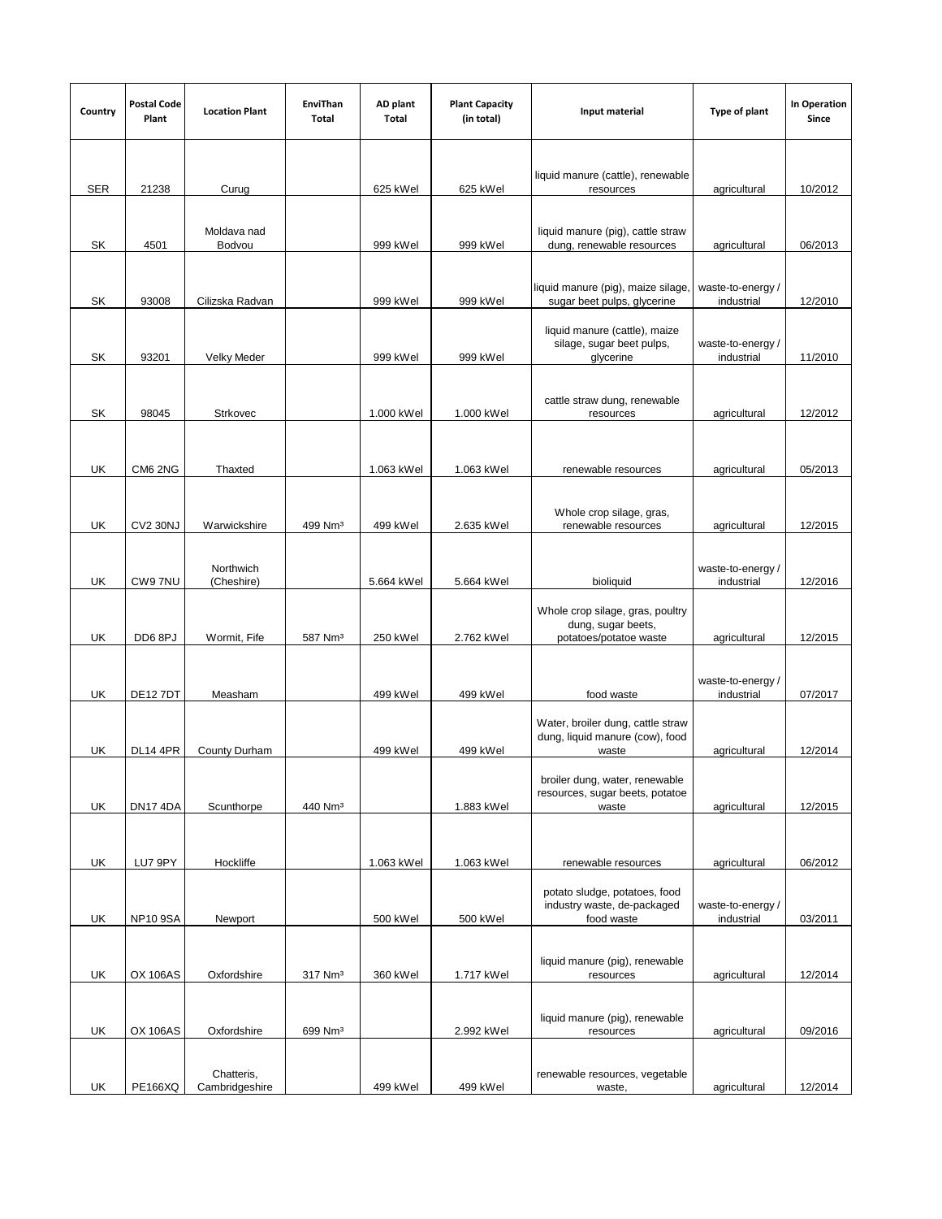| Country | Postal Code Plant | Location Plant | EnviThan Total | AD plant Total | Plant Capacity (in total) | Input material | Type of plant | In Operation Since |
|---|---|---|---|---|---|---|---|---|
| SER | 21238 | Curug | | 625 kWel | 625 kWel | liquid manure (cattle), renewable resources | agricultural | 10/2012 |
| SK | 4501 | Moldava nad Bodvou | | 999 kWel | 999 kWel | liquid manure (pig), cattle straw dung, renewable resources | agricultural | 06/2013 |
| SK | 93008 | Cilizska Radvan | | 999 kWel | 999 kWel | liquid manure (pig), maize silage, sugar beet pulps, glycerine | waste-to-energy / industrial | 12/2010 |
| SK | 93201 | Velky Meder | | 999 kWel | 999 kWel | liquid manure (cattle), maize silage, sugar beet pulps, glycerine | waste-to-energy / industrial | 11/2010 |
| SK | 98045 | Strkovec | | 1.000 kWel | 1.000 kWel | cattle straw dung, renewable resources | agricultural | 12/2012 |
| UK | CM6 2NG | Thaxted | | 1.063 kWel | 1.063 kWel | renewable resources | agricultural | 05/2013 |
| UK | CV2 30NJ | Warwickshire | 499 Nm³ | 499 kWel | 2.635 kWel | Whole crop silage, gras, renewable resources | agricultural | 12/2015 |
| UK | CW9 7NU | Northwich (Cheshire) | | 5.664 kWel | 5.664 kWel | bioliquid | waste-to-energy / industrial | 12/2016 |
| UK | DD6 8PJ | Wormit, Fife | 587 Nm³ | 250 kWel | 2.762 kWel | Whole crop silage, gras, poultry dung, sugar beets, potatoes/potatoe waste | agricultural | 12/2015 |
| UK | DE12 7DT | Measham | | 499 kWel | 499 kWel | food waste | waste-to-energy / industrial | 07/2017 |
| UK | DL14 4PR | County Durham | | 499 kWel | 499 kWel | Water, broiler dung, cattle straw dung, liquid manure (cow), food waste | agricultural | 12/2014 |
| UK | DN17 4DA | Scunthorpe | 440 Nm³ | | 1.883 kWel | broiler dung, water, renewable resources, sugar beets, potatoe waste | agricultural | 12/2015 |
| UK | LU7 9PY | Hockliffe | | 1.063 kWel | 1.063 kWel | renewable resources | agricultural | 06/2012 |
| UK | NP10 9SA | Newport | | 500 kWel | 500 kWel | potato sludge, potatoes, food industry waste, de-packaged food waste | waste-to-energy / industrial | 03/2011 |
| UK | OX 106AS | Oxfordshire | 317 Nm³ | 360 kWel | 1.717 kWel | liquid manure (pig), renewable resources | agricultural | 12/2014 |
| UK | OX 106AS | Oxfordshire | 699 Nm³ | | 2.992 kWel | liquid manure (pig), renewable resources | agricultural | 09/2016 |
| UK | PE166XQ | Chatteris, Cambridgeshire | | 499 kWel | 499 kWel | renewable resources, vegetable waste, | agricultural | 12/2014 |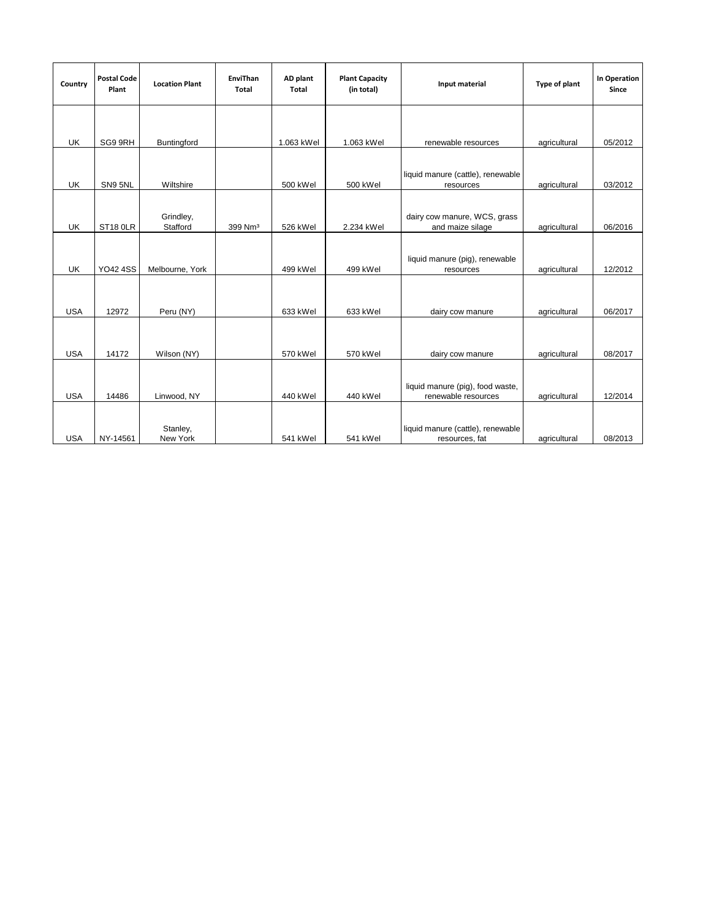| Country | Postal Code Plant | Location Plant | EnviThan Total | AD plant Total | Plant Capacity (in total) | Input material | Type of plant | In Operation Since |
|---|---|---|---|---|---|---|---|---|
| UK | SG9 9RH | Buntingford | | 1.063 kWel | 1.063 kWel | renewable resources | agricultural | 05/2012 |
| UK | SN9 5NL | Wiltshire | | 500 kWel | 500 kWel | liquid manure (cattle), renewable resources | agricultural | 03/2012 |
| UK | ST18 0LR | Grindley, Stafford | 399 Nm³ | 526 kWel | 2.234 kWel | dairy cow manure, WCS, grass and maize silage | agricultural | 06/2016 |
| UK | YO42 4SS | Melbourne, York | | 499 kWel | 499 kWel | liquid manure (pig), renewable resources | agricultural | 12/2012 |
| USA | 12972 | Peru (NY) | | 633 kWel | 633 kWel | dairy cow manure | agricultural | 06/2017 |
| USA | 14172 | Wilson (NY) | | 570 kWel | 570 kWel | dairy cow manure | agricultural | 08/2017 |
| USA | 14486 | Linwood, NY | | 440 kWel | 440 kWel | liquid manure (pig), food waste, renewable resources | agricultural | 12/2014 |
| USA | NY-14561 | Stanley, New York | | 541 kWel | 541 kWel | liquid manure (cattle), renewable resources, fat | agricultural | 08/2013 |